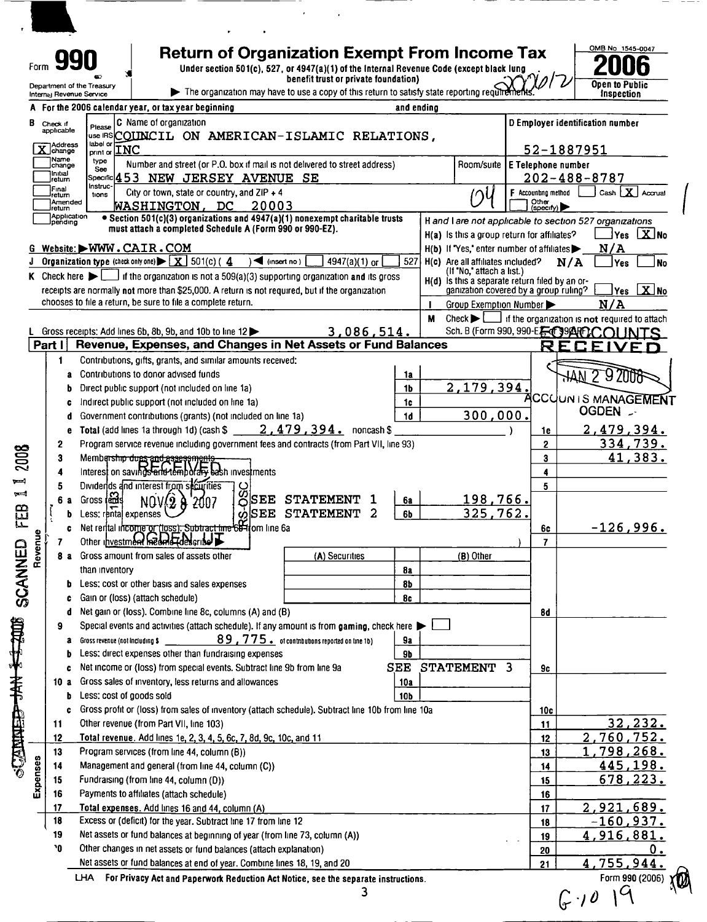# Form 990 — Return of Organization Exempt From Income Tax — 2006

OMB No 1545-0047

Under section 501(c), 527, or 4947(a)(1) of the Internal Revenue Code (except black lung benefit trust or private foundation)

Department of the Treasury
Internal Revenue Service

▶ The organization may have to use a copy of this return to satisfy state reporting requirements.

Open to Public Inspection

**A** For the 2006 calendar year, or tax year beginning and ending

**B** Check if applicable: [X] Address change, [ ] Name change, [ ] Initial return, [ ] Final return, [ ] Amended return, [ ] Application pending

**C** Name of organization: COUNCIL ON AMERICAN-ISLAMIC RELATIONS, INC

Number and street (or P.O. box if mail is not delivered to street address): 453 NEW JERSEY AVENUE SE

Room/suite: 04

City or town, state or country, and ZIP + 4: WASHINGTON, DC 20003

**D** Employer identification number: 52-1887951

**E** Telephone number: 202-488-8787

**F** Accounting method: [ ] Cash [X] Accrual [ ] Other (specify) ▶

• Section 501(c)(3) organizations and 4947(a)(1) nonexempt charitable trusts must attach a completed Schedule A (Form 990 or 990-EZ).

*H and I are not applicable to section 527 organizations*

H(a) Is this a group return for affiliates? [ ] Yes [X] No

H(b) If "Yes," enter number of affiliates ▶ N/A

H(c) Are all affiliates included? N/A [ ] Yes [ ] No (If "No," attach a list.)

H(d) Is this a separate return filed by an organization covered by a group ruling? [ ] Yes [X] No

**G** Website: ▶ WWW.CAIR.COM

**J** Organization type (check only one) ▶ [X] 501(c) ( 4 ) ◀ (insert no) [ ] 4947(a)(1) or [ ] 527

**K** Check here ▶ [ ] if the organization is not a 509(a)(3) supporting organization and its gross receipts are normally not more than $25,000. A return is not required, but if the organization chooses to file a return, be sure to file a complete return.

**I** Group Exemption Number ▶ N/A

**M** Check ▶ [ ] if the organization is not required to attach Sch. B (Form 990, 990-EZ, or 990-PF).

**L** Gross receipts: Add lines 6b, 8b, 9b, and 10b to line 12 ▶ 3,086,514.

## Part I — Revenue, Expenses, and Changes in Net Assets or Fund Balances

| Line | Description | | Amount | | Amount |
|---|---|---|---|---|---|
| 1 | Contributions, gifts, grants, and similar amounts received: | | | | |
| a | Contributions to donor advised funds | 1a | | | |
| b | Direct public support (not included on line 1a) | 1b | 2,179,394. | | |
| c | Indirect public support (not included on line 1a) | 1c | | | |
| d | Government contributions (grants) (not included on line 1a) | 1d | 300,000. | | |
| e | Total (add lines 1a through 1d) (cash $ 2,479,394. noncash $ ) | | | 1e | 2,479,394. |
| 2 | Program service revenue including government fees and contracts (from Part VII, line 93) | | | 2 | 334,739. |
| 3 | Membership dues and assessments | | | 3 | 41,383. |
| 4 | Interest on savings and temporary cash investments | | | 4 | |
| 5 | Dividends and interest from securities | | | 5 | |
| 6a | Gross rents SEE STATEMENT 1 | 6a | 198,766. | | |
| b | Less: rental expenses SEE STATEMENT 2 | 6b | 325,762. | | |
| c | Net rental income or (loss). Subtract line 6b from line 6a | | | 6c | -126,996. |
| 7 | Other investment income (describe ▶ ) | | | 7 | |
| 8a | Gross amount from sales of assets other than inventory — (A) Securities / (B) Other | 8a | | | |
| b | Less: cost or other basis and sales expenses | 8b | | | |
| c | Gain or (loss) (attach schedule) | 8c | | | |
| d | Net gain or (loss). Combine line 8c, columns (A) and (B) | | | 8d | |
| 9 | Special events and activities (attach schedule). If any amount is from gaming, check here ▶ [ ] | | | | |
| a | Gross revenue (not including $ 89,775. of contributions reported on line 1b) | 9a | | | |
| b | Less: direct expenses other than fundraising expenses | 9b | | | |
| c | Net income or (loss) from special events. Subtract line 9b from line 9a SEE STATEMENT 3 | | | 9c | |
| 10a | Gross sales of inventory, less returns and allowances | 10a | | | |
| b | Less: cost of goods sold | 10b | | | |
| c | Gross profit or (loss) from sales of inventory (attach schedule). Subtract line 10b from line 10a | | | 10c | |
| 11 | Other revenue (from Part VII, line 103) | | | 11 | 32,232. |
| 12 | Total revenue. Add lines 1e, 2, 3, 4, 5, 6c, 7, 8d, 9c, 10c, and 11 | | | 12 | 2,760,752. |
| 13 | Program services (from line 44, column (B)) | | | 13 | 1,798,268. |
| 14 | Management and general (from line 44, column (C)) | | | 14 | 445,198. |
| 15 | Fundraising (from line 44, column (D)) | | | 15 | 678,223. |
| 16 | Payments to affiliates (attach schedule) | | | 16 | |
| 17 | Total expenses. Add lines 16 and 44, column (A) | | | 17 | 2,921,689. |
| 18 | Excess or (deficit) for the year. Subtract line 17 from line 12 | | | 18 | -160,937. |
| 19 | Net assets or fund balances at beginning of year (from line 73, column (A)) | | | 19 | 4,916,881. |
| 20 | Other changes in net assets or fund balances (attach explanation) | | | 20 | 0. |
| 21 | Net assets or fund balances at end of year. Combine lines 18, 19, and 20 | | | 21 | 4,755,944. |

LHA For Privacy Act and Paperwork Reduction Act Notice, see the separate instructions. Form 990 (2006)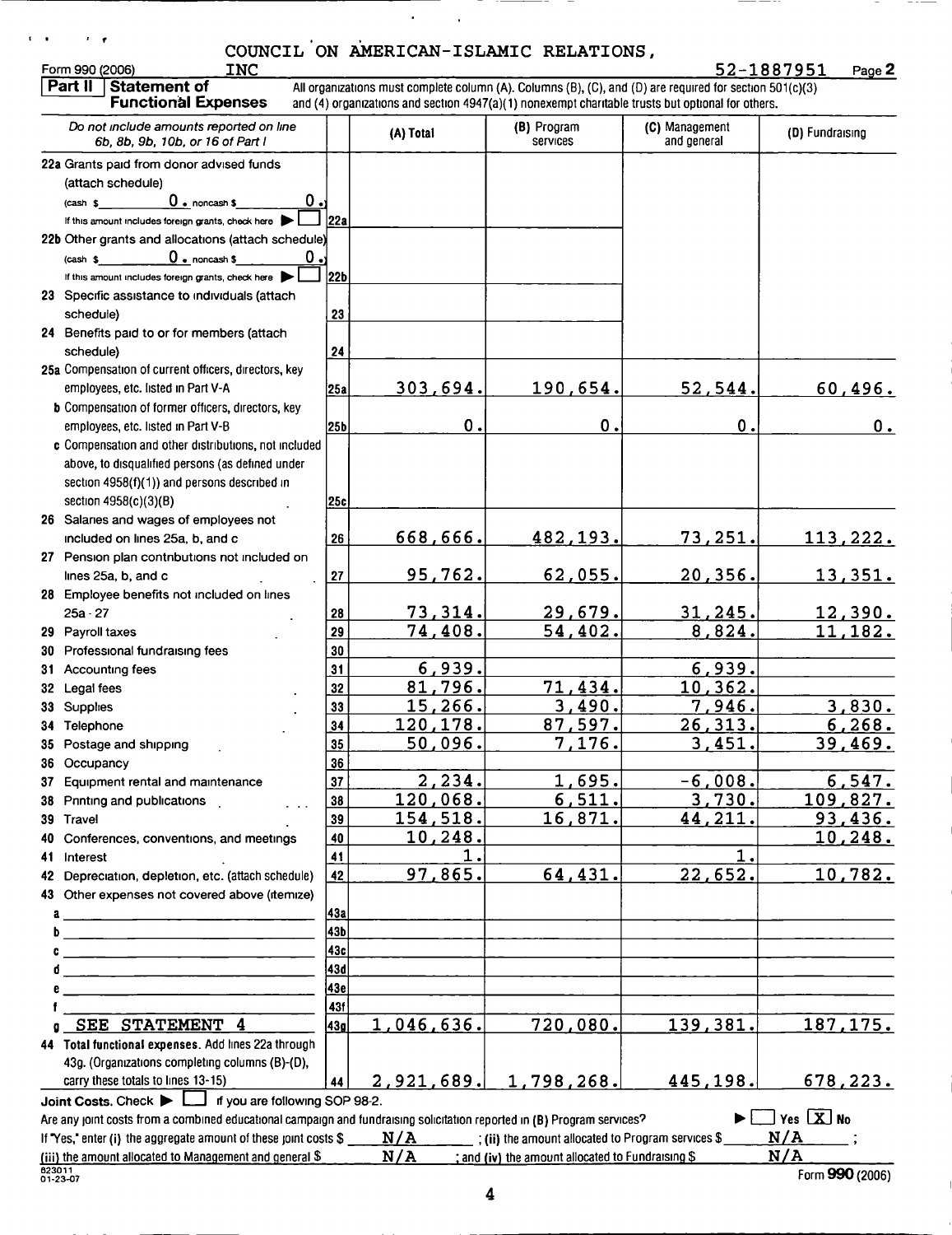COUNCIL ON AMERICAN-ISLAMIC RELATIONS, INC

Form 990 (2006) 52-1887951 Page 2

**Part II | Statement of Functional Expenses**

All organizations must complete column (A). Columns (B), (C), and (D) are required for section 501(c)(3) and (4) organizations and section 4947(a)(1) nonexempt charitable trusts but optional for others.

| *Do not include amounts reported on line 6b, 8b, 9b, 10b, or 16 of Part I* | | (A) Total | (B) Program services | (C) Management and general | (D) Fundraising |
|---|---|---|---|---|---|
| 22a Grants paid from donor advised funds (attach schedule) (cash $ 0. noncash $ 0.) If this amount includes foreign grants, check here ☐ | 22a | | | | |
| 22b Other grants and allocations (attach schedule) (cash $ 0. noncash $ 0.) If this amount includes foreign grants, check here ☐ | 22b | | | | |
| 23 Specific assistance to individuals (attach schedule) | 23 | | | | |
| 24 Benefits paid to or for members (attach schedule) | 24 | | | | |
| 25a Compensation of current officers, directors, key employees, etc. listed in Part V-A | 25a | 303,694. | 190,654. | 52,544. | 60,496. |
| b Compensation of former officers, directors, key employees, etc. listed in Part V-B | 25b | 0. | 0. | 0. | 0. |
| c Compensation and other distributions, not included above, to disqualified persons (as defined under section 4958(f)(1)) and persons described in section 4958(c)(3)(B) | 25c | | | | |
| 26 Salaries and wages of employees not included on lines 25a, b, and c | 26 | 668,666. | 482,193. | 73,251. | 113,222. |
| 27 Pension plan contributions not included on lines 25a, b, and c | 27 | 95,762. | 62,055. | 20,356. | 13,351. |
| 28 Employee benefits not included on lines 25a - 27 | 28 | 73,314. | 29,679. | 31,245. | 12,390. |
| 29 Payroll taxes | 29 | 74,408. | 54,402. | 8,824. | 11,182. |
| 30 Professional fundraising fees | 30 | | | | |
| 31 Accounting fees | 31 | 6,939. | | 6,939. | |
| 32 Legal fees | 32 | 81,796. | 71,434. | 10,362. | |
| 33 Supplies | 33 | 15,266. | 3,490. | 7,946. | 3,830. |
| 34 Telephone | 34 | 120,178. | 87,597. | 26,313. | 6,268. |
| 35 Postage and shipping | 35 | 50,096. | 7,176. | 3,451. | 39,469. |
| 36 Occupancy | 36 | | | | |
| 37 Equipment rental and maintenance | 37 | 2,234. | 1,695. | -6,008. | 6,547. |
| 38 Printing and publications | 38 | 120,068. | 6,511. | 3,730. | 109,827. |
| 39 Travel | 39 | 154,518. | 16,871. | 44,211. | 93,436. |
| 40 Conferences, conventions, and meetings | 40 | 10,248. | | | 10,248. |
| 41 Interest | 41 | 1. | | 1. | |
| 42 Depreciation, depletion, etc. (attach schedule) | 42 | 97,865. | 64,431. | 22,652. | 10,782. |
| 43 Other expenses not covered above (itemize) | | | | | |
| a | 43a | | | | |
| b | 43b | | | | |
| c | 43c | | | | |
| d | 43d | | | | |
| e | 43e | | | | |
| f | 43f | | | | |
| g SEE STATEMENT 4 | 43g | 1,046,636. | 720,080. | 139,381. | 187,175. |
| 44 **Total functional expenses.** Add lines 22a through 43g. (Organizations completing columns (B)-(D), carry these totals to lines 13-15) | 44 | 2,921,689. | 1,798,268. | 445,198. | 678,223. |

**Joint Costs.** Check ▶ ☐ if you are following SOP 98-2.

Are any joint costs from a combined educational campaign and fundraising solicitation reported in (B) Program services? ▶ ☐ Yes ☒ No

If "Yes," enter (i) the aggregate amount of these joint costs $ N/A ; (ii) the amount allocated to Program services $ N/A ; (iii) the amount allocated to Management and general $ N/A ; and (iv) the amount allocated to Fundraising $ N/A

623011 01-23-07

Form **990** (2006)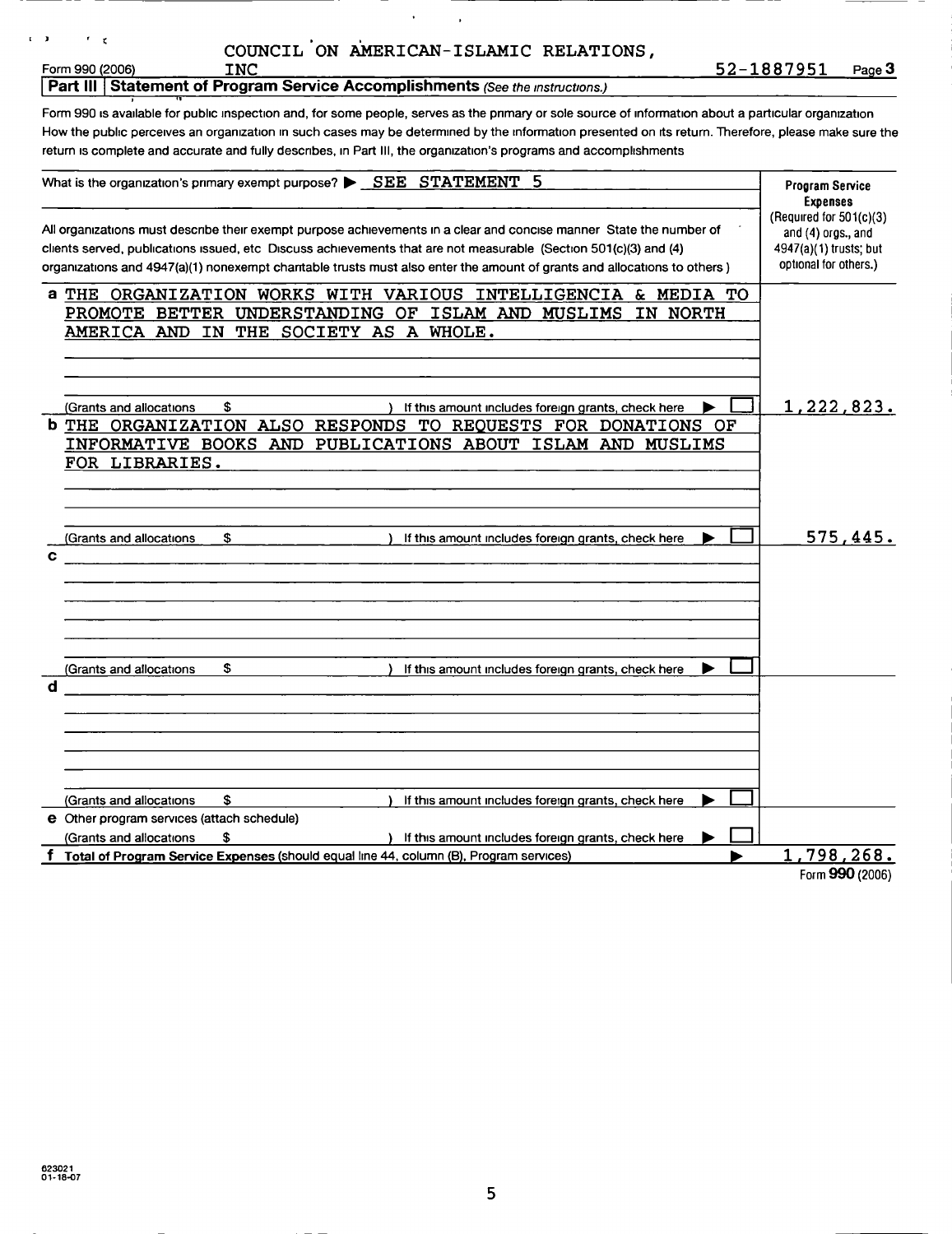COUNCIL ON AMERICAN-ISLAMIC RELATIONS, INC

Form 990 (2006) 52-1887951 Page 3

## Part III Statement of Program Service Accomplishments *(See the instructions.)*

Form 990 is available for public inspection and, for some people, serves as the primary or sole source of information about a particular organization How the public perceives an organization in such cases may be determined by the information presented on its return. Therefore, please make sure the return is complete and accurate and fully describes, in Part III, the organization's programs and accomplishments

| What is the organization's primary exempt purpose? ▶ SEE STATEMENT 5 | Program Service Expenses (Required for 501(c)(3) and (4) orgs., and 4947(a)(1) trusts; but optional for others.) |
|---|---|
| All organizations must describe their exempt purpose achievements in a clear and concise manner State the number of clients served, publications issued, etc Discuss achievements that are not measurable (Section 501(c)(3) and (4) organizations and 4947(a)(1) nonexempt charitable trusts must also enter the amount of grants and allocations to others ) | |
| **a** THE ORGANIZATION WORKS WITH VARIOUS INTELLIGENCIA & MEDIA TO PROMOTE BETTER UNDERSTANDING OF ISLAM AND MUSLIMS IN NORTH AMERICA AND IN THE SOCIETY AS A WHOLE. | |
| (Grants and allocations $ ) If this amount includes foreign grants, check here ▶ ☐ | 1,222,823. |
| **b** THE ORGANIZATION ALSO RESPONDS TO REQUESTS FOR DONATIONS OF INFORMATIVE BOOKS AND PUBLICATIONS ABOUT ISLAM AND MUSLIMS FOR LIBRARIES. | |
| (Grants and allocations $ ) If this amount includes foreign grants, check here ▶ ☐ | 575,445. |
| **c** | |
| (Grants and allocations $ ) If this amount includes foreign grants, check here ▶ ☐ | |
| **d** | |
| (Grants and allocations $ ) If this amount includes foreign grants, check here ▶ ☐ | |
| **e** Other program services (attach schedule) (Grants and allocations $ ) If this amount includes foreign grants, check here ▶ ☐ | |
| **f Total of Program Service Expenses** (should equal line 44, column (B), Program services) ▶ | 1,798,268. |

Form **990** (2006)

623021 01-18-07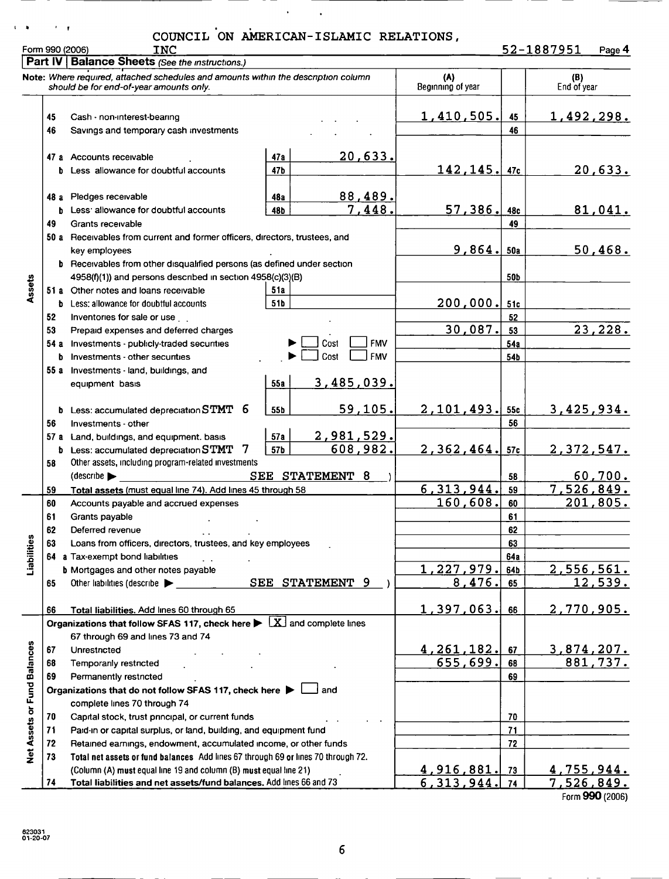COUNCIL ON AMERICAN-ISLAMIC RELATIONS, INC

Form 990 (2006) 52-1887951 Page 4

## Part IV Balance Sheets *(See the instructions.)*

| | | *Note: Where required, attached schedules and amounts within the description column should be for end-of-year amounts only.* | | | (A) Beginning of year | | (B) End of year |
|---|---|---|---|---|---|---|---|
| **Assets** | 45 | Cash - non-interest-bearing | | | 1,410,505. | 45 | 1,492,298. |
| | 46 | Savings and temporary cash investments | | | | 46 | |
| | 47 a | Accounts receivable | 47a | 20,633. | | | |
| | b | Less allowance for doubtful accounts | 47b | | 142,145. | 47c | 20,633. |
| | 48 a | Pledges receivable | 48a | 88,489. | | | |
| | b | Less: allowance for doubtful accounts | 48b | 7,448. | 57,386. | 48c | 81,041. |
| | 49 | Grants receivable | | | | 49 | |
| | 50 a | Receivables from current and former officers, directors, trustees, and key employees | | | 9,864. | 50a | 50,468. |
| | b | Receivables from other disqualified persons (as defined under section 4958(f)(1)) and persons described in section 4958(c)(3)(B) | | | | 50b | |
| | 51 a | Other notes and loans receivable | 51a | | | | |
| | b | Less: allowance for doubtful accounts | 51b | | 200,000. | 51c | |
| | 52 | Inventories for sale or use | | | | 52 | |
| | 53 | Prepaid expenses and deferred charges | | | 30,087. | 53 | 23,228. |
| | 54 a | Investments - publicly-traded securities ▶ ☐ Cost ☐ FMV | | | | 54a | |
| | b | Investments - other securities ▶ ☐ Cost ☐ FMV | | | | 54b | |
| | 55 a | Investments - land, buildings, and equipment basis | 55a | 3,485,039. | | | |
| | b | Less: accumulated depreciation STMT 6 | 55b | 59,105. | 2,101,493. | 55c | 3,425,934. |
| | 56 | Investments - other | | | | 56 | |
| | 57 a | Land, buildings, and equipment: basis | 57a | 2,981,529. | | | |
| | b | Less: accumulated depreciation STMT 7 | 57b | 608,982. | 2,362,464. | 57c | 2,372,547. |
| | 58 | Other assets, including program-related investments (describe ▶ SEE STATEMENT 8) | | | | 58 | 60,700. |
| | 59 | **Total assets** (must equal line 74). Add lines 45 through 58 | | | 6,313,944. | 59 | 7,526,849. |
| **Liabilities** | 60 | Accounts payable and accrued expenses | | | 160,608. | 60 | 201,805. |
| | 61 | Grants payable | | | | 61 | |
| | 62 | Deferred revenue | | | | 62 | |
| | 63 | Loans from officers, directors, trustees, and key employees | | | | 63 | |
| | 64 a | Tax-exempt bond liabilities | | | | 64a | |
| | b | Mortgages and other notes payable | | | 1,227,979. | 64b | 2,556,561. |
| | 65 | Other liabilities (describe ▶ SEE STATEMENT 9) | | | 8,476. | 65 | 12,539. |
| | 66 | **Total liabilities.** Add lines 60 through 65 | | | 1,397,063. | 66 | 2,770,905. |
| **Net Assets or Fund Balances** | | **Organizations that follow SFAS 117, check here ▶ ☒ and complete lines 67 through 69 and lines 73 and 74** | | | | | |
| | 67 | Unrestricted | | | 4,261,182. | 67 | 3,874,207. |
| | 68 | Temporarily restricted | | | 655,699. | 68 | 881,737. |
| | 69 | Permanently restricted | | | | 69 | |
| | | **Organizations that do not follow SFAS 117, check here ▶ ☐ and complete lines 70 through 74** | | | | | |
| | 70 | Capital stock, trust principal, or current funds | | | | 70 | |
| | 71 | Paid-in or capital surplus, or land, building, and equipment fund | | | | 71 | |
| | 72 | Retained earnings, endowment, accumulated income, or other funds | | | | 72 | |
| | 73 | **Total net assets or fund balances** Add lines 67 through 69 or lines 70 through 72. (Column (A) must equal line 19 and column (B) must equal line 21) | | | 4,916,881. | 73 | 4,755,944. |
| | 74 | **Total liabilities and net assets/fund balances.** Add lines 66 and 73 | | | 6,313,944. | 74 | 7,526,849. |

Form **990** (2006)

623031 01-20-07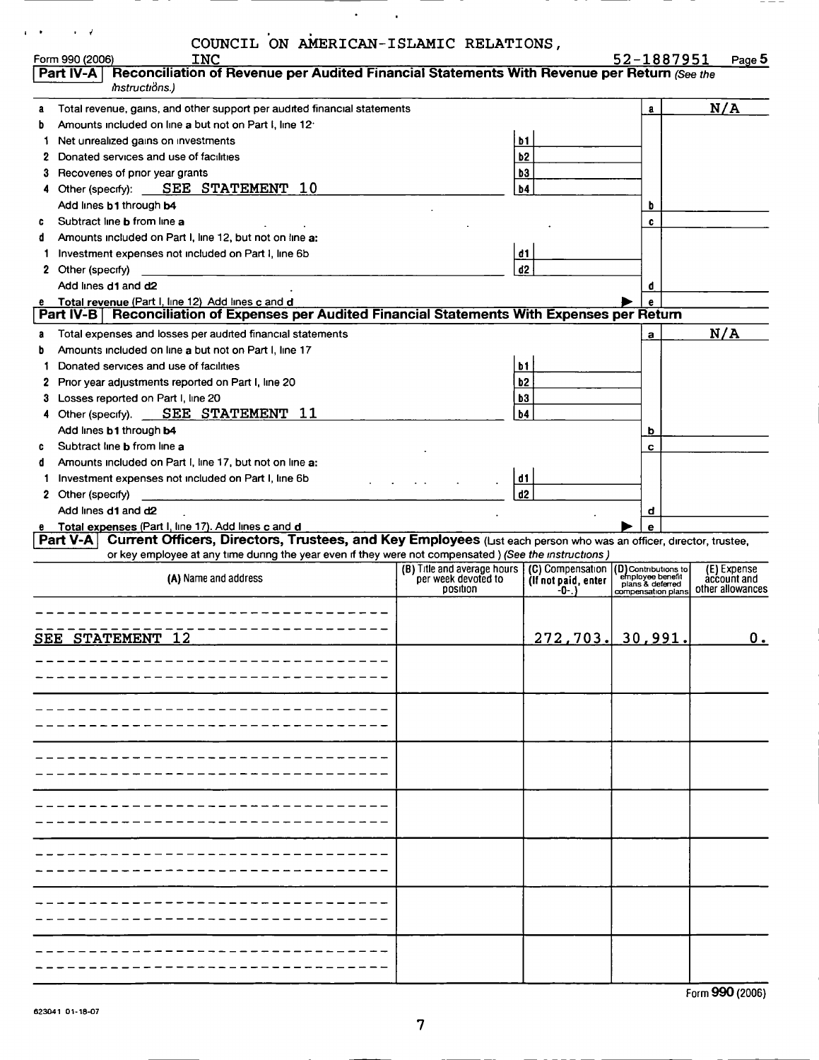COUNCIL ON AMERICAN-ISLAMIC RELATIONS, INC

Form 990 (2006) 52-1887951 Page 5

## Part IV-A Reconciliation of Revenue per Audited Financial Statements With Revenue per Return *(See the instructions.)*

| | | | | |
|---|---|---|---|---|
| **a** Total revenue, gains, and other support per audited financial statements | | | a | N/A |
| **b** Amounts included on line a but not on Part I, line 12: | | | | |
| 1 Net unrealized gains on investments | b1 | | | |
| 2 Donated services and use of facilities | b2 | | | |
| 3 Recoveries of prior year grants | b3 | | | |
| 4 Other (specify): SEE STATEMENT 10 | b4 | | | |
| Add lines b1 through b4 | | | b | |
| **c** Subtract line b from line a | | | c | |
| **d** Amounts included on Part I, line 12, but not on line a: | | | | |
| 1 Investment expenses not included on Part I, line 6b | d1 | | | |
| 2 Other (specify) | d2 | | | |
| Add lines d1 and d2 | | | d | |
| **e** Total revenue (Part I, line 12) Add lines c and d | | | e | |

## Part IV-B Reconciliation of Expenses per Audited Financial Statements With Expenses per Return

| | | | | |
|---|---|---|---|---|
| **a** Total expenses and losses per audited financial statements | | | a | N/A |
| **b** Amounts included on line a but not on Part I, line 17 | | | | |
| 1 Donated services and use of facilities | b1 | | | |
| 2 Prior year adjustments reported on Part I, line 20 | b2 | | | |
| 3 Losses reported on Part I, line 20 | b3 | | | |
| 4 Other (specify). SEE STATEMENT 11 | b4 | | | |
| Add lines b1 through b4 | | | b | |
| **c** Subtract line b from line a | | | c | |
| **d** Amounts included on Part I, line 17, but not on line a: | | | | |
| 1 Investment expenses not included on Part I, line 6b | d1 | | | |
| 2 Other (specify) | d2 | | | |
| Add lines d1 and d2 | | | d | |
| **e** Total expenses (Part I, line 17). Add lines c and d | | | e | |

## Part V-A Current Officers, Directors, Trustees, and Key Employees

(List each person who was an officer, director, trustee, or key employee at any time during the year even if they were not compensated.) *(See the instructions.)*

| (A) Name and address | (B) Title and average hours per week devoted to position | (C) Compensation (If not paid, enter -0-.) | (D) Contributions to employee benefit plans & deferred compensation plans | (E) Expense account and other allowances |
|---|---|---|---|---|
| SEE STATEMENT 12 | | 272,703. | 30,991. | 0. |
| | | | | |
| | | | | |
| | | | | |
| | | | | |
| | | | | |
| | | | | |
| | | | | |

Form **990** (2006)

623041 01-18-07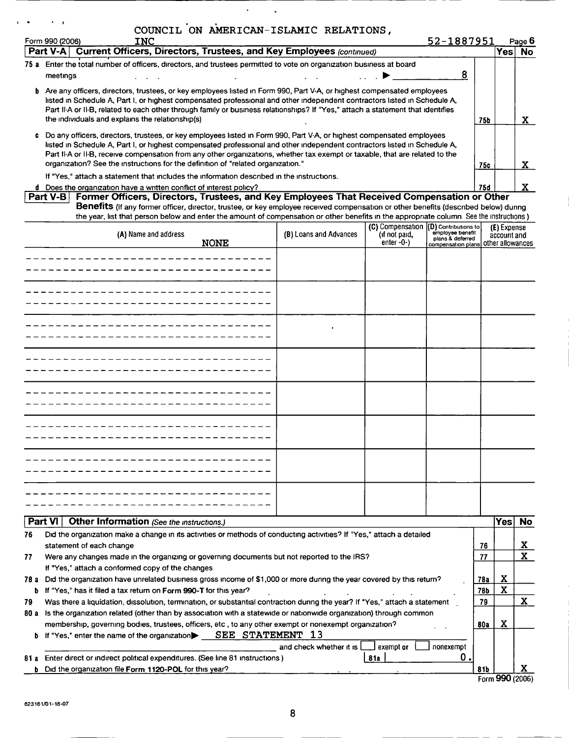COUNCIL ON AMERICAN-ISLAMIC RELATIONS, INC

Form 990 (2006) 52-1887951 Page 6

## Part V-A Current Officers, Directors, Trustees, and Key Employees *(continued)*

| | | | Yes | No |
|---|---|---|---|---|
| **75 a** | Enter the total number of officers, directors, and trustees permitted to vote on organization business at board meetings ▶ 8 | | | |
| **b** | Are any officers, directors, trustees, or key employees listed in Form 990, Part V-A, or highest compensated employees listed in Schedule A, Part I, or highest compensated professional and other independent contractors listed in Schedule A, Part II-A or II-B, related to each other through family or business relationships? If "Yes," attach a statement that identifies the individuals and explains the relationship(s) | 75b | | X |
| **c** | Do any officers, directors, trustees, or key employees listed in Form 990, Part V-A, or highest compensated employees listed in Schedule A, Part I, or highest compensated professional and other independent contractors listed in Schedule A, Part II-A or II-B, receive compensation from any other organizations, whether tax exempt or taxable, that are related to the organization? See the instructions for the definition of "related organization." If "Yes," attach a statement that includes the information described in the instructions. | 75c | | X |
| **d** | Does the organization have a written conflict of interest policy? | 75d | | X |

## Part V-B Former Officers, Directors, Trustees, and Key Employees That Received Compensation or Other Benefits

(If any former officer, director, trustee, or key employee received compensation or other benefits (described below) during the year, list that person below and enter the amount of compensation or other benefits in the appropriate column See the instructions)

| (A) Name and address | (B) Loans and Advances | (C) Compensation (if not paid, enter -0-) | (D) Contributions to employee benefit plans & deferred compensation plans | (E) Expense account and other allowances |
|---|---|---|---|---|
| NONE | | | | |

## Part VI Other Information *(See the instructions.)*

| | | | Yes | No |
|---|---|---|---|---|
| **76** | Did the organization make a change in its activities or methods of conducting activities? If "Yes," attach a detailed statement of each change | 76 | | X |
| **77** | Were any changes made in the organizing or governing documents but not reported to the IRS? If "Yes," attach a conformed copy of the changes | 77 | | X |
| **78 a** | Did the organization have unrelated business gross income of $1,000 or more during the year covered by this return? | 78a | X | |
| **b** | If "Yes," has it filed a tax return on **Form 990-T** for this year? | 78b | X | |
| **79** | Was there a liquidation, dissolution, termination, or substantial contraction during the year? If "Yes," attach a statement | 79 | | X |
| **80 a** | Is the organization related (other than by association with a statewide or nationwide organization) through common membership, governing bodies, trustees, officers, etc, to any other exempt or nonexempt organization? | 80a | X | |
| **b** | If "Yes," enter the name of the organization ▶ SEE STATEMENT 13 and check whether it is ☐ exempt or ☐ nonexempt | | | |
| **81 a** | Enter direct or indirect political expenditures. (See line 81 instructions) **81a** 0. | | | |
| **b** | Did the organization file **Form 1120-POL** for this year? | 81b | | X |

Form **990** (2006)

623161/01-18-07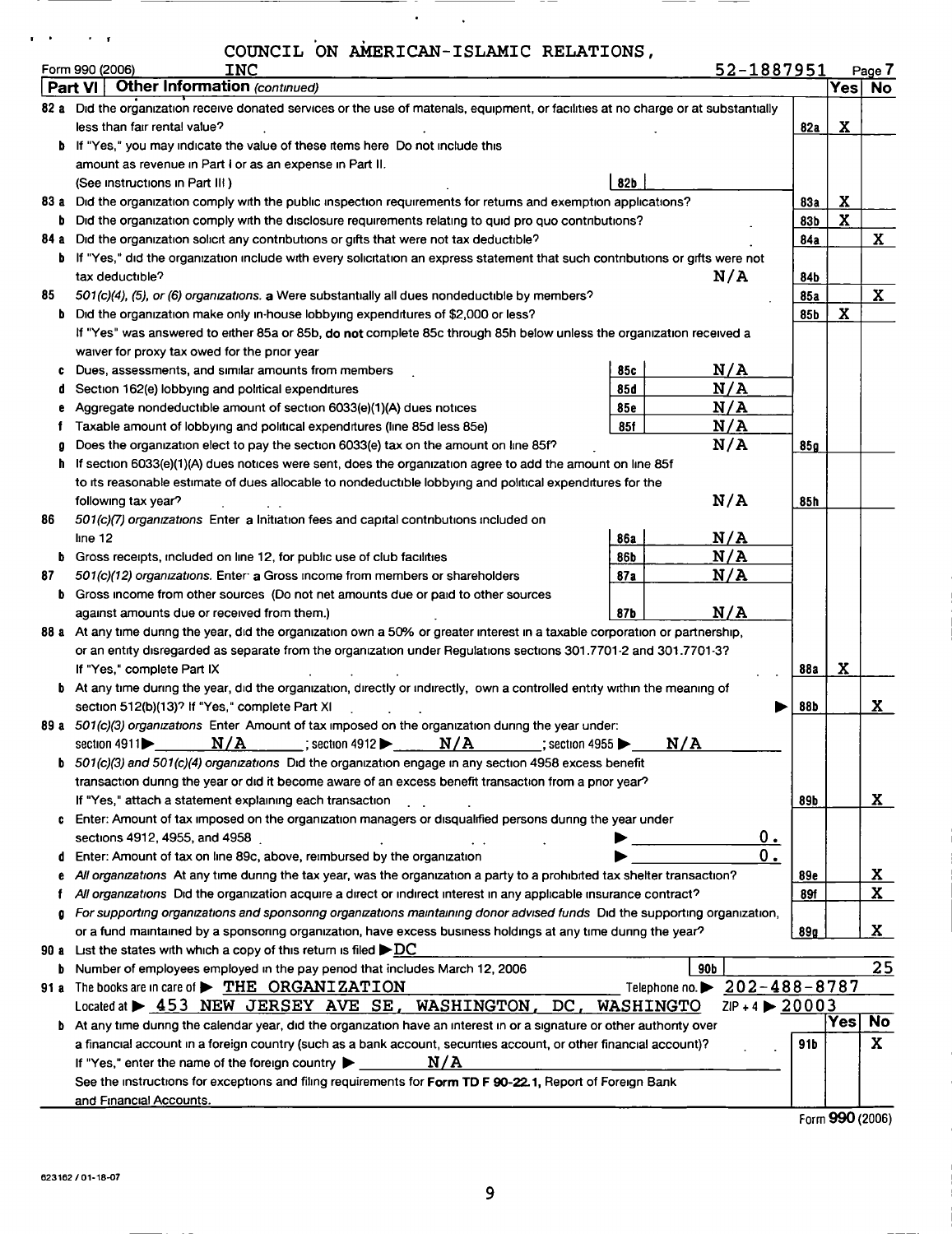COUNCIL ON AMERICAN-ISLAMIC RELATIONS, INC

Form 990 (2006) 52-1887951 Page 7

## Part VI Other Information (continued)

| | | | | Yes | No |
|---|---|---|---|---|---|
| 82 a | Did the organization receive donated services or the use of materials, equipment, or facilities at no charge or at substantially less than fair rental value? | | 82a | X | |
| b | If "Yes," you may indicate the value of these items here Do not include this amount as revenue in Part I or as an expense in Part II. (See instructions in Part III) | 82b | | | |
| 83 a | Did the organization comply with the public inspection requirements for returns and exemption applications? | | 83a | X | |
| b | Did the organization comply with the disclosure requirements relating to quid pro quo contributions? | | 83b | X | |
| 84 a | Did the organization solicit any contributions or gifts that were not tax deductible? | | 84a | | X |
| b | If "Yes," did the organization include with every solicitation an express statement that such contributions or gifts were not tax deductible? | N/A | 84b | | |
| 85 | *501(c)(4), (5), or (6) organizations.* a Were substantially all dues nondeductible by members? | | 85a | | X |
| b | Did the organization make only in-house lobbying expenditures of $2,000 or less? If "Yes" was answered to either 85a or 85b, **do not** complete 85c through 85h below unless the organization received a waiver for proxy tax owed for the prior year | | 85b | X | |
| c | Dues, assessments, and similar amounts from members | 85c N/A | | | |
| d | Section 162(e) lobbying and political expenditures | 85d N/A | | | |
| e | Aggregate nondeductible amount of section 6033(e)(1)(A) dues notices | 85e N/A | | | |
| f | Taxable amount of lobbying and political expenditures (line 85d less 85e) | 85f N/A | | | |
| g | Does the organization elect to pay the section 6033(e) tax on the amount on line 85f? | N/A | 85g | | |
| h | If section 6033(e)(1)(A) dues notices were sent, does the organization agree to add the amount on line 85f to its reasonable estimate of dues allocable to nondeductible lobbying and political expenditures for the following tax year? | N/A | 85h | | |
| 86 | *501(c)(7) organizations* Enter a Initiation fees and capital contributions included on line 12 | 86a N/A | | | |
| b | Gross receipts, included on line 12, for public use of club facilities | 86b N/A | | | |
| 87 | *501(c)(12) organizations.* Enter a Gross income from members or shareholders | 87a N/A | | | |
| b | Gross income from other sources (Do not net amounts due or paid to other sources against amounts due or received from them.) | 87b N/A | | | |
| 88 a | At any time during the year, did the organization own a 50% or greater interest in a taxable corporation or partnership, or an entity disregarded as separate from the organization under Regulations sections 301.7701-2 and 301.7701-3? If "Yes," complete Part IX | | 88a | X | |
| b | At any time during the year, did the organization, directly or indirectly, own a controlled entity within the meaning of section 512(b)(13)? If "Yes," complete Part XI | | 88b | | X |
| 89 a | *501(c)(3) organizations* Enter Amount of tax imposed on the organization during the year under: section 4911 ▶ N/A ; section 4912 ▶ N/A ; section 4955 ▶ N/A | | | | |
| b | *501(c)(3) and 501(c)(4) organizations* Did the organization engage in any section 4958 excess benefit transaction during the year or did it become aware of an excess benefit transaction from a prior year? If "Yes," attach a statement explaining each transaction | | 89b | | X |
| c | Enter: Amount of tax imposed on the organization managers or disqualified persons during the year under sections 4912, 4955, and 4958 | ▶ 0. | | | |
| d | Enter: Amount of tax on line 89c, above, reimbursed by the organization | ▶ 0. | | | |
| e | *All organizations* At any time during the tax year, was the organization a party to a prohibited tax shelter transaction? | | 89e | | X |
| f | *All organizations* Did the organization acquire a direct or indirect interest in any applicable insurance contract? | | 89f | | X |
| g | *For supporting organizations and sponsoring organizations maintaining donor advised funds* Did the supporting organization, or a fund maintained by a sponsoring organization, have excess business holdings at any time during the year? | | 89g | | X |
| 90 a | List the states with which a copy of this return is filed ▶ DC | | | | |
| b | Number of employees employed in the pay period that includes March 12, 2006 | 90b | | | 25 |
| 91 a | The books are in care of ▶ THE ORGANIZATION Telephone no. ▶ 202-488-8787 Located at ▶ 453 NEW JERSEY AVE SE, WASHINGTON, DC, WASHINGTO ZIP + 4 ▶ 20003 | | | | |
| b | At any time during the calendar year, did the organization have an interest in or a signature or other authority over a financial account in a foreign country (such as a bank account, securities account, or other financial account)? If "Yes," enter the name of the foreign country ▶ N/A See the instructions for exceptions and filing requirements for **Form TD F 90-22.1**, Report of Foreign Bank and Financial Accounts. | | 91b | | X |

Form **990** (2006)

623162 / 01-18-07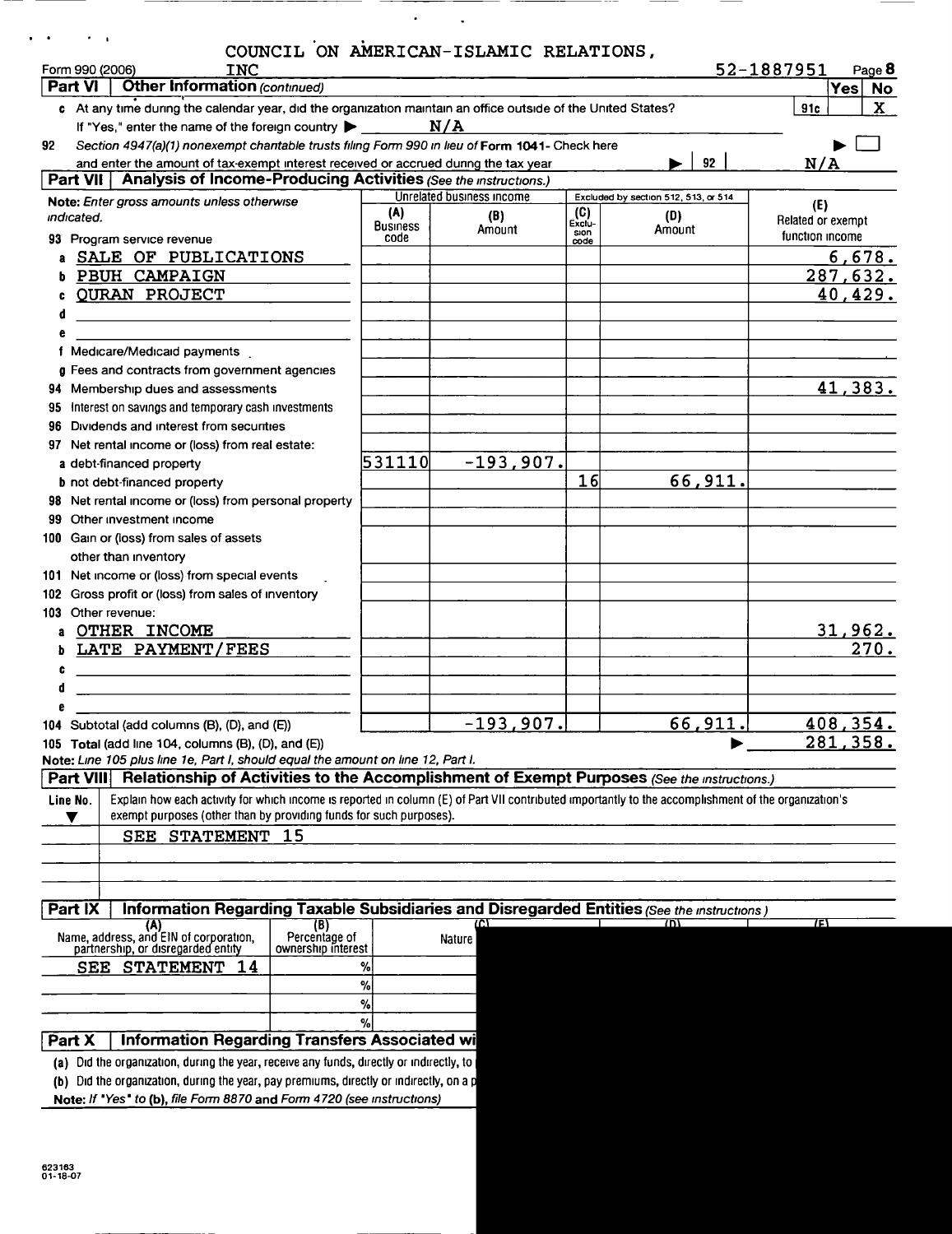COUNCIL ON AMERICAN-ISLAMIC RELATIONS, INC

Form 990 (2006) — 52-1887951 — Page 8

## Part VI Other Information *(continued)*

| | | Yes | No |
|---|---|---|---|
| c At any time during the calendar year, did the organization maintain an office outside of the United States? If "Yes," enter the name of the foreign country ▶ N/A | 91c | | X |
| 92 Section 4947(a)(1) nonexempt charitable trusts filing Form 990 in lieu of Form 1041- Check here ▶ ☐ and enter the amount of tax-exempt interest received or accrued during the tax year ▶ 92 | N/A | | |

## Part VII Analysis of Income-Producing Activities *(See the instructions.)*

| Note: Enter gross amounts unless otherwise indicated. | Unrelated business income (A) Business code | (B) Amount | Excluded by section 512, 513, or 514 (C) Exclusion code | (D) Amount | (E) Related or exempt function income |
|---|---|---|---|---|---|
| 93 Program service revenue | | | | | |
| a SALE OF PUBLICATIONS | | | | | 6,678. |
| b PBUH CAMPAIGN | | | | | 287,632. |
| c QURAN PROJECT | | | | | 40,429. |
| d | | | | | |
| e | | | | | |
| f Medicare/Medicaid payments | | | | | |
| g Fees and contracts from government agencies | | | | | |
| 94 Membership dues and assessments | | | | | 41,383. |
| 95 Interest on savings and temporary cash investments | | | | | |
| 96 Dividends and interest from securities | | | | | |
| 97 Net rental income or (loss) from real estate: | | | | | |
| a debt-financed property | 531110 | -193,907. | | | |
| b not debt-financed property | | | 16 | 66,911. | |
| 98 Net rental income or (loss) from personal property | | | | | |
| 99 Other investment income | | | | | |
| 100 Gain or (loss) from sales of assets other than inventory | | | | | |
| 101 Net income or (loss) from special events | | | | | |
| 102 Gross profit or (loss) from sales of inventory | | | | | |
| 103 Other revenue: | | | | | |
| a OTHER INCOME | | | | | 31,962. |
| b LATE PAYMENT/FEES | | | | | 270. |
| c | | | | | |
| d | | | | | |
| e | | | | | |
| 104 Subtotal (add columns (B), (D), and (E)) | | -193,907. | | 66,911. | 408,354. |
| 105 Total (add line 104, columns (B), (D), and (E)) ▶ | | | | | 281,358. |

Note: *Line 105 plus line 1e, Part I, should equal the amount on line 12, Part I.*

## Part VIII Relationship of Activities to the Accomplishment of Exempt Purposes *(See the instructions.)*

| Line No. ▼ | Explain how each activity for which income is reported in column (E) of Part VII contributed importantly to the accomplishment of the organization's exempt purposes (other than by providing funds for such purposes). |
|---|---|
| | SEE STATEMENT 15 |

## Part IX Information Regarding Taxable Subsidiaries and Disregarded Entities *(See the instructions.)*

| (A) Name, address, and EIN of corporation, partnership, or disregarded entity | (B) Percentage of ownership interest | (C) Nature |
|---|---|---|
| SEE STATEMENT 14 | % | |
| | % | |
| | % | |
| | % | |

## Part X Information Regarding Transfers Associated wi

(a) Did the organization, during the year, receive any funds, directly or indirectly, to

(b) Did the organization, during the year, pay premiums, directly or indirectly, on a p

Note: *If "Yes" to (b), file Form 8870 and Form 4720 (see instructions)*

623163 01-18-07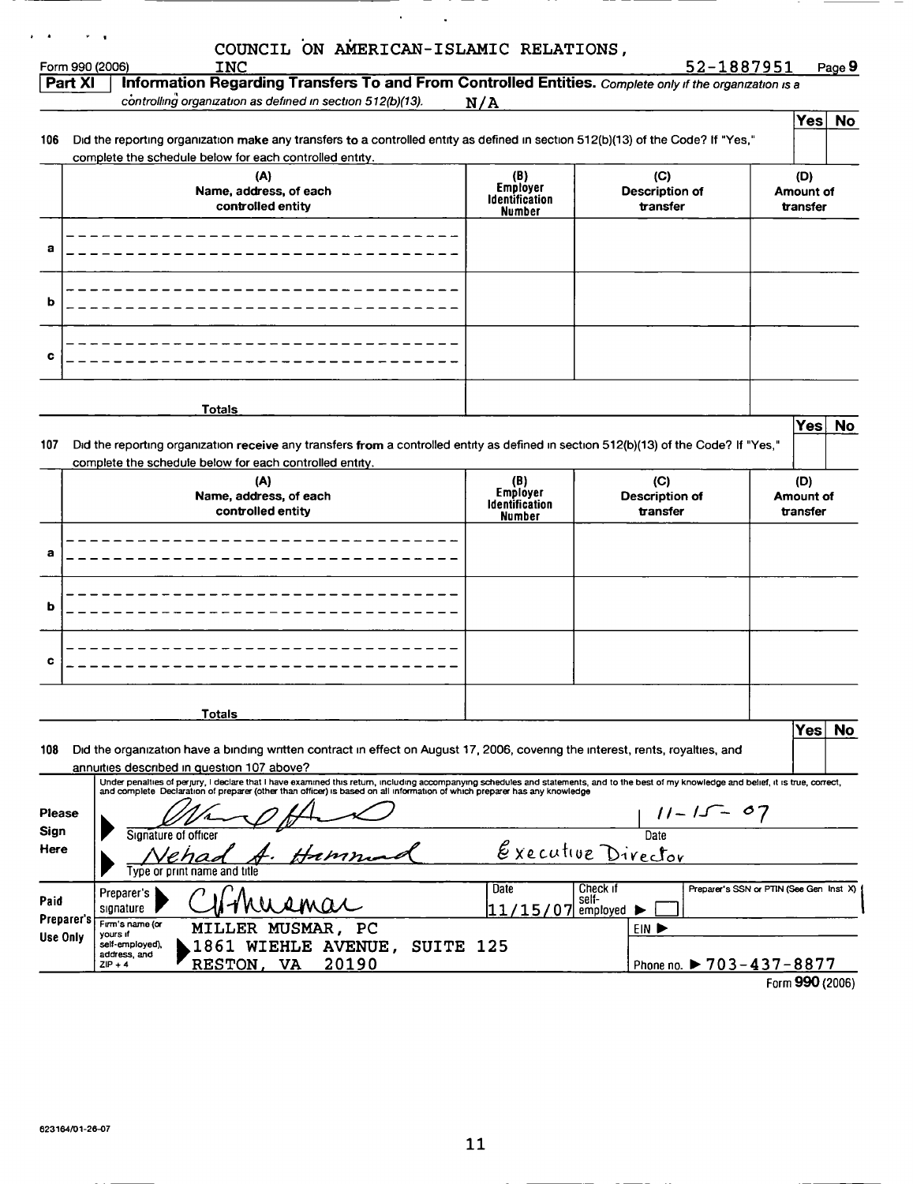COUNCIL ON AMERICAN-ISLAMIC RELATIONS, INC

Form 990 (2006) 52-1887951 Page 9

## Part XI Information Regarding Transfers To and From Controlled Entities.

*Complete only if the organization is a controlling organization as defined in section 512(b)(13).* N/A

| | | Yes | No |
|---|---|---|---|
| 106 | Did the reporting organization make any transfers to a controlled entity as defined in section 512(b)(13) of the Code? If "Yes," complete the schedule below for each controlled entity. | | |

| | (A) Name, address, of each controlled entity | (B) Employer Identification Number | (C) Description of transfer | (D) Amount of transfer |
|---|---|---|---|---|
| a | | | | |
| b | | | | |
| c | | | | |
| | Totals | | | |

| | | Yes | No |
|---|---|---|---|
| 107 | Did the reporting organization receive any transfers from a controlled entity as defined in section 512(b)(13) of the Code? If "Yes," complete the schedule below for each controlled entity. | | |

| | (A) Name, address, of each controlled entity | (B) Employer Identification Number | (C) Description of transfer | (D) Amount of transfer |
|---|---|---|---|---|
| a | | | | |
| b | | | | |
| c | | | | |
| | Totals | | | |

| | | Yes | No |
|---|---|---|---|
| 108 | Did the organization have a binding written contract in effect on August 17, 2006, covering the interest, rents, royalties, and annuities described in question 107 above? | | |

Under penalties of perjury, I declare that I have examined this return, including accompanying schedules and statements, and to the best of my knowledge and belief, it is true, correct, and complete. Declaration of preparer (other than officer) is based on all information of which preparer has any knowledge.

**Please Sign Here**

Signature of officer: [signature] Date: 11-15-07

Type or print name and title: Nehad A. Hammad, Executive Director

**Paid Preparer's Use Only**

| | | | |
|---|---|---|---|
| Preparer's signature | [signature] | Date 11/15/07 | Check if self-employed ☐ Preparer's SSN or PTIN (See Gen Inst X) |
| Firm's name (or yours if self-employed), address, and ZIP + 4 | MILLER MUSMAR, PC<br>1861 WIEHLE AVENUE, SUITE 125<br>RESTON, VA 20190 | EIN | Phone no. 703-437-8877 |

Form 990 (2006)

623164/01-26-07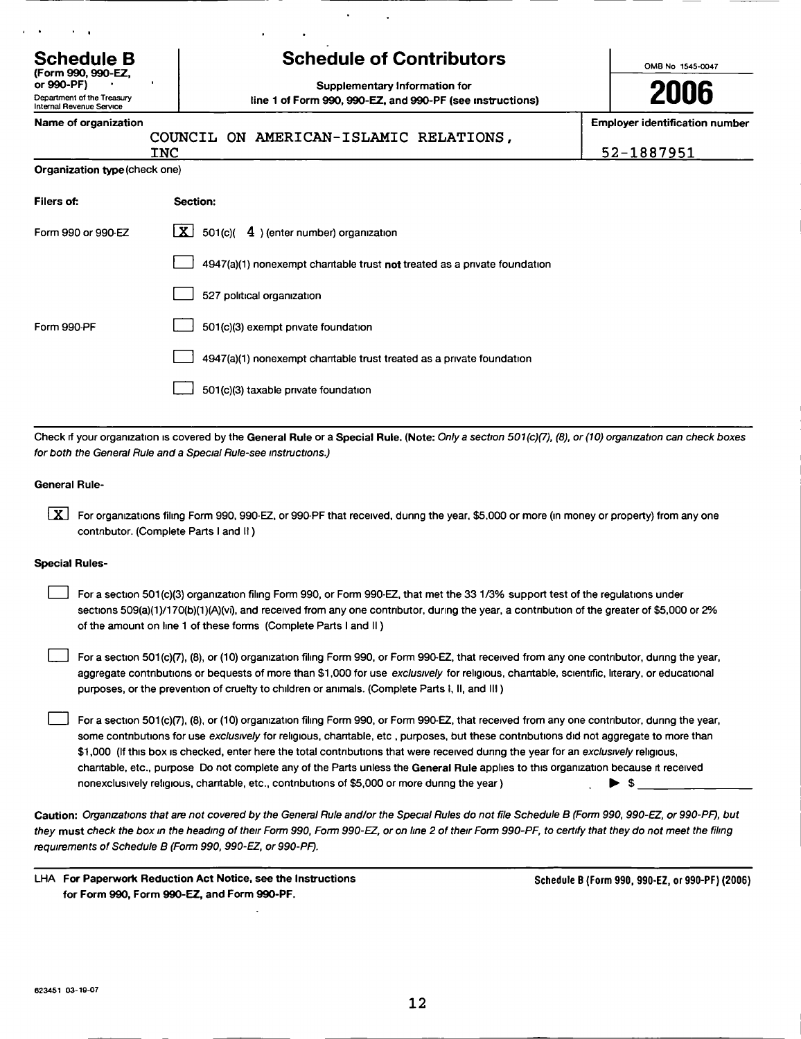# Schedule B

**(Form 990, 990-EZ, or 990-PF)**

Department of the Treasury
Internal Revenue Service

## Schedule of Contributors

**Supplementary Information for line 1 of Form 990, 990-EZ, and 990-PF (see instructions)**

OMB No 1545-0047

**2006**

| Name of organization | Employer identification number |
|---|---|
| COUNCIL ON AMERICAN-ISLAMIC RELATIONS, INC | 52-1887951 |

**Organization type** (check one)

| Filers of: | Section: |
|---|---|
| Form 990 or 990-EZ | [X] 501(c)( 4 ) (enter number) organization |
| | [ ] 4947(a)(1) nonexempt charitable trust **not** treated as a private foundation |
| | [ ] 527 political organization |
| Form 990-PF | [ ] 501(c)(3) exempt private foundation |
| | [ ] 4947(a)(1) nonexempt charitable trust treated as a private foundation |
| | [ ] 501(c)(3) taxable private foundation |

Check if your organization is covered by the **General Rule** or a **Special Rule.** (**Note:** *Only a section 501(c)(7), (8), or (10) organization can check boxes for both the General Rule and a Special Rule-see instructions.)*

**General Rule-**

[X] For organizations filing Form 990, 990-EZ, or 990-PF that received, during the year, $5,000 or more (in money or property) from any one contributor. (Complete Parts I and II )

**Special Rules-**

[ ] For a section 501(c)(3) organization filing Form 990, or Form 990-EZ, that met the 33 1/3% support test of the regulations under sections 509(a)(1)/170(b)(1)(A)(vi), and received from any one contributor, during the year, a contribution of the greater of $5,000 or 2% of the amount on line 1 of these forms (Complete Parts I and II )

[ ] For a section 501(c)(7), (8), or (10) organization filing Form 990, or Form 990-EZ, that received from any one contributor, during the year, aggregate contributions or bequests of more than $1,000 for use *exclusively* for religious, charitable, scientific, literary, or educational purposes, or the prevention of cruelty to children or animals. (Complete Parts I, II, and III )

[ ] For a section 501(c)(7), (8), or (10) organization filing Form 990, or Form 990-EZ, that received from any one contributor, during the year, some contributions for use *exclusively* for religious, charitable, etc , purposes, but these contributions did not aggregate to more than $1,000 (If this box is checked, enter here the total contributions that were received during the year for an *exclusively* religious, charitable, etc., purpose Do not complete any of the Parts unless the **General Rule** applies to this organization because it received nonexclusively religious, charitable, etc., contributions of $5,000 or more during the year ) ▶ $ ______________

**Caution:** *Organizations that are not covered by the General Rule and/or the Special Rules do not file Schedule B (Form 990, 990-EZ, or 990-PF), but they* **must** *check the box in the heading of their Form 990, Form 990-EZ, or on line 2 of their Form 990-PF, to certify that they do not meet the filing requirements of Schedule B (Form 990, 990-EZ, or 990-PF).*

LHA **For Paperwork Reduction Act Notice, see the Instructions for Form 990, Form 990-EZ, and Form 990-PF.**

**Schedule B (Form 990, 990-EZ, or 990-PF) (2006)**

623451 03-19-07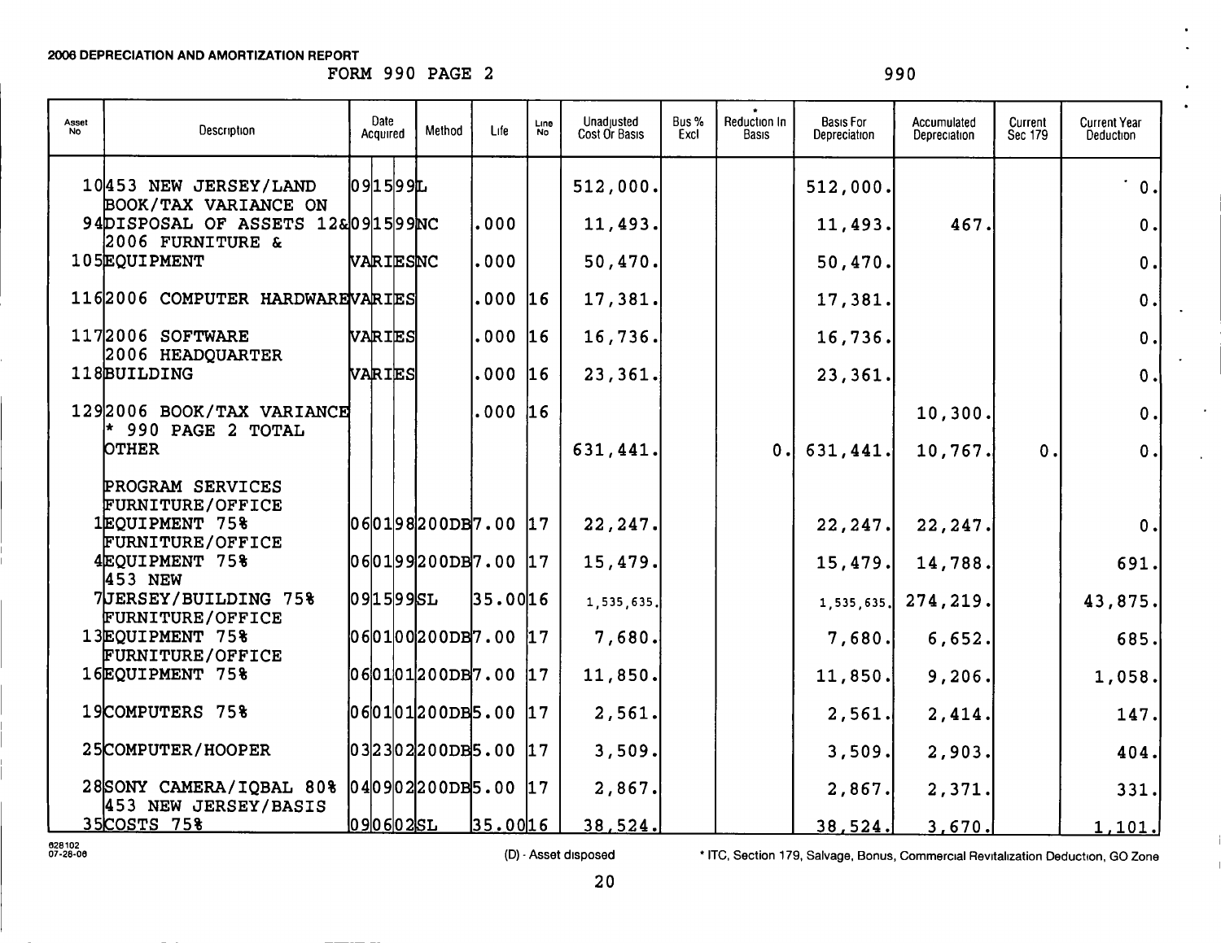**2006 DEPRECIATION AND AMORTIZATION REPORT**

FORM 990 PAGE 2 990

| Asset No | Description | Date Acquired | Method | Life | Line No | Unadjusted Cost Or Basis | Bus % Excl | * Reduction In Basis | Basis For Depreciation | Accumulated Depreciation | Current Sec 179 | Current Year Deduction |
|---|---|---|---|---|---|---|---|---|---|---|---|---|
| 10 | 453 NEW JERSEY/LAND | 091599 | L | | | 512,000. | | | 512,000. | | | 0. |
| 94 | BOOK/TAX VARIANCE ON DISPOSAL OF ASSETS 12& | 091599 | NC | .000 | | 11,493. | | | 11,493. | 467. | | 0. |
| 105 | 2006 FURNITURE & EQUIPMENT | VARIES | NC | .000 | | 50,470. | | | 50,470. | | | 0. |
| 116 | 2006 COMPUTER HARDWARE | VARIES | | .000 | 16 | 17,381. | | | 17,381. | | | 0. |
| 117 | 2006 SOFTWARE | VARIES | | .000 | 16 | 16,736. | | | 16,736. | | | 0. |
| 118 | 2006 HEADQUARTER BUILDING | VARIES | | .000 | 16 | 23,361. | | | 23,361. | | | 0. |
| 129 | 2006 BOOK/TAX VARIANCE | | | .000 | 16 | | | | | 10,300. | | 0. |
| | * 990 PAGE 2 TOTAL OTHER | | | | | 631,441. | | 0. | 631,441. | 10,767. | 0. | 0. |
| | PROGRAM SERVICES | | | | | | | | | | | |
| 1 | FURNITURE/OFFICE EQUIPMENT 75% | 060198 | 200DB | 7.00 | 17 | 22,247. | | | 22,247. | 22,247. | | 0. |
| 4 | FURNITURE/OFFICE EQUIPMENT 75% | 060199 | 200DB | 7.00 | 17 | 15,479. | | | 15,479. | 14,788. | | 691. |
| 7 | 453 NEW JERSEY/BUILDING 75% | 091599 | SL | 35.00 | 16 | 1,535,635. | | | 1,535,635. | 274,219. | | 43,875. |
| 13 | FURNITURE/OFFICE EQUIPMENT 75% | 060100 | 200DB | 7.00 | 17 | 7,680. | | | 7,680. | 6,652. | | 685. |
| 16 | FURNITURE/OFFICE EQUIPMENT 75% | 060101 | 200DB | 7.00 | 17 | 11,850. | | | 11,850. | 9,206. | | 1,058. |
| 19 | COMPUTERS 75% | 060101 | 200DB | 5.00 | 17 | 2,561. | | | 2,561. | 2,414. | | 147. |
| 25 | COMPUTER/HOOPER | 032302 | 200DB | 5.00 | 17 | 3,509. | | | 3,509. | 2,903. | | 404. |
| 28 | SONY CAMERA/IQBAL 80% | 040902 | 200DB | 5.00 | 17 | 2,867. | | | 2,867. | 2,371. | | 331. |
| 35 | 453 NEW JERSEY/BASIS COSTS 75% | 090602 | SL | 35.00 | 16 | 38,524. | | | 38,524. | 3,670. | | 1,101. |

628102 07-26-06

(D) - Asset disposed

* ITC, Section 179, Salvage, Bonus, Commercial Revitalization Deduction, GO Zone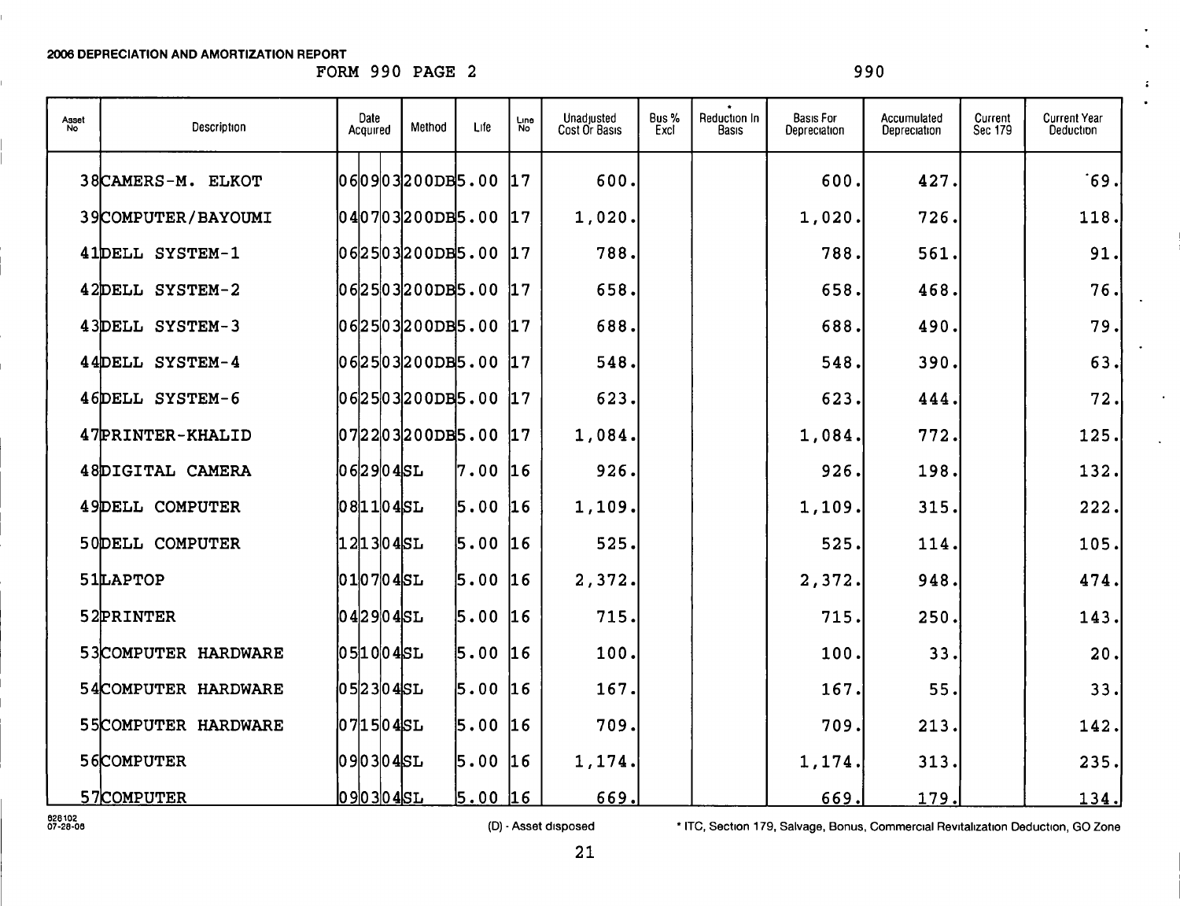**2006 DEPRECIATION AND AMORTIZATION REPORT**

FORM 990 PAGE 2 990

| Asset No | Description | Date Acquired | Method | Life | Line No | Unadjusted Cost Or Basis | Bus % Excl | * Reduction In Basis | Basis For Depreciation | Accumulated Depreciation | Current Sec 179 | Current Year Deduction |
|---|---|---|---|---|---|---|---|---|---|---|---|---|
| 38 | CAMERS-M. ELKOT | 060903 | 200DB | 5.00 | 17 | 600. | | | 600. | 427. | | 69. |
| 39 | COMPUTER/BAYOUMI | 040703 | 200DB | 5.00 | 17 | 1,020. | | | 1,020. | 726. | | 118. |
| 41 | DELL SYSTEM-1 | 062503 | 200DB | 5.00 | 17 | 788. | | | 788. | 561. | | 91. |
| 42 | DELL SYSTEM-2 | 062503 | 200DB | 5.00 | 17 | 658. | | | 658. | 468. | | 76. |
| 43 | DELL SYSTEM-3 | 062503 | 200DB | 5.00 | 17 | 688. | | | 688. | 490. | | 79. |
| 44 | DELL SYSTEM-4 | 062503 | 200DB | 5.00 | 17 | 548. | | | 548. | 390. | | 63. |
| 46 | DELL SYSTEM-6 | 062503 | 200DB | 5.00 | 17 | 623. | | | 623. | 444. | | 72. |
| 47 | PRINTER-KHALID | 072203 | 200DB | 5.00 | 17 | 1,084. | | | 1,084. | 772. | | 125. |
| 48 | DIGITAL CAMERA | 062904 | SL | 7.00 | 16 | 926. | | | 926. | 198. | | 132. |
| 49 | DELL COMPUTER | 081104 | SL | 5.00 | 16 | 1,109. | | | 1,109. | 315. | | 222. |
| 50 | DELL COMPUTER | 121304 | SL | 5.00 | 16 | 525. | | | 525. | 114. | | 105. |
| 51 | LAPTOP | 010704 | SL | 5.00 | 16 | 2,372. | | | 2,372. | 948. | | 474. |
| 52 | PRINTER | 042904 | SL | 5.00 | 16 | 715. | | | 715. | 250. | | 143. |
| 53 | COMPUTER HARDWARE | 051004 | SL | 5.00 | 16 | 100. | | | 100. | 33. | | 20. |
| 54 | COMPUTER HARDWARE | 052304 | SL | 5.00 | 16 | 167. | | | 167. | 55. | | 33. |
| 55 | COMPUTER HARDWARE | 071504 | SL | 5.00 | 16 | 709. | | | 709. | 213. | | 142. |
| 56 | COMPUTER | 090304 | SL | 5.00 | 16 | 1,174. | | | 1,174. | 313. | | 235. |
| 57 | COMPUTER | 090304 | SL | 5.00 | 16 | 669. | | | 669. | 179. | | 134. |

628102
07-28-06

(D) - Asset disposed

* ITC, Section 179, Salvage, Bonus, Commercial Revitalization Deduction, GO Zone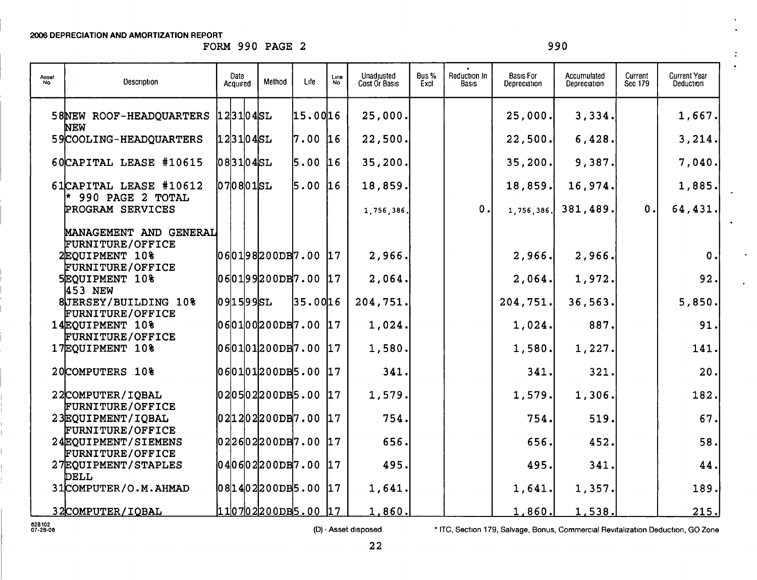2006 DEPRECIATION AND AMORTIZATION REPORT

FORM 990 PAGE 2 — 990

| Asset No | Description | Date Acquired | Method | Life | Line No | Unadjusted Cost Or Basis | Bus % Excl | * Reduction In Basis | Basis For Depreciation | Accumulated Depreciation | Current Sec 179 | Current Year Deduction |
|---|---|---|---|---|---|---|---|---|---|---|---|---|
| 58 | NEW ROOF-HEADQUARTERS | 123104 | SL | 15.00 | 16 | 25,000. | | | 25,000. | 3,334. | | 1,667. |
| 59 | NEW COOLING-HEADQUARTERS | 123104 | SL | 7.00 | 16 | 22,500. | | | 22,500. | 6,428. | | 3,214. |
| 60 | CAPITAL LEASE #10615 | 083104 | SL | 5.00 | 16 | 35,200. | | | 35,200. | 9,387. | | 7,040. |
| 61 | CAPITAL LEASE #10612 | 070801 | SL | 5.00 | 16 | 18,859. | | | 18,859. | 16,974. | | 1,885. |
| | * 990 PAGE 2 TOTAL PROGRAM SERVICES | | | | | 1,756,386. | | 0. | 1,756,386. | 381,489. | 0. | 64,431. |
| | MANAGEMENT AND GENERAL | | | | | | | | | | | |
| 2 | FURNITURE/OFFICE EQUIPMENT 10% | 060198 | 200DB | 7.00 | 17 | 2,966. | | | 2,966. | 2,966. | | 0. |
| 5 | FURNITURE/OFFICE EQUIPMENT 10% | 060199 | 200DB | 7.00 | 17 | 2,064. | | | 2,064. | 1,972. | | 92. |
| 8 | 453 NEW JERSEY/BUILDING 10% | 091599 | SL | 35.00 | 16 | 204,751. | | | 204,751. | 36,563. | | 5,850. |
| 14 | FURNITURE/OFFICE EQUIPMENT 10% | 060100 | 200DB | 7.00 | 17 | 1,024. | | | 1,024. | 887. | | 91. |
| 17 | FURNITURE/OFFICE EQUIPMENT 10% | 060101 | 200DB | 7.00 | 17 | 1,580. | | | 1,580. | 1,227. | | 141. |
| 20 | COMPUTERS 10% | 060101 | 200DB | 5.00 | 17 | 341. | | | 341. | 321. | | 20. |
| 22 | COMPUTER/IQBAL | 020502 | 200DB | 5.00 | 17 | 1,579. | | | 1,579. | 1,306. | | 182. |
| 23 | FURNITURE/OFFICE EQUIPMENT/IQBAL | 021202 | 200DB | 7.00 | 17 | 754. | | | 754. | 519. | | 67. |
| 24 | FURNITURE/OFFICE EQUIPMENT/SIEMENS | 022602 | 200DB | 7.00 | 17 | 656. | | | 656. | 452. | | 58. |
| 27 | FURNITURE/OFFICE EQUIPMENT/STAPLES | 040602 | 200DB | 7.00 | 17 | 495. | | | 495. | 341. | | 44. |
| 31 | DELL COMPUTER/O.M.AHMAD | 081402 | 200DB | 5.00 | 17 | 1,641. | | | 1,641. | 1,357. | | 189. |
| 32 | COMPUTER/IQBAL | 110702 | 200DB | 5.00 | 17 | 1,860. | | | 1,860. | 1,538. | | 215. |

628102 07-28-06

(D) - Asset disposed

* ITC, Section 179, Salvage, Bonus, Commercial Revitalization Deduction, GO Zone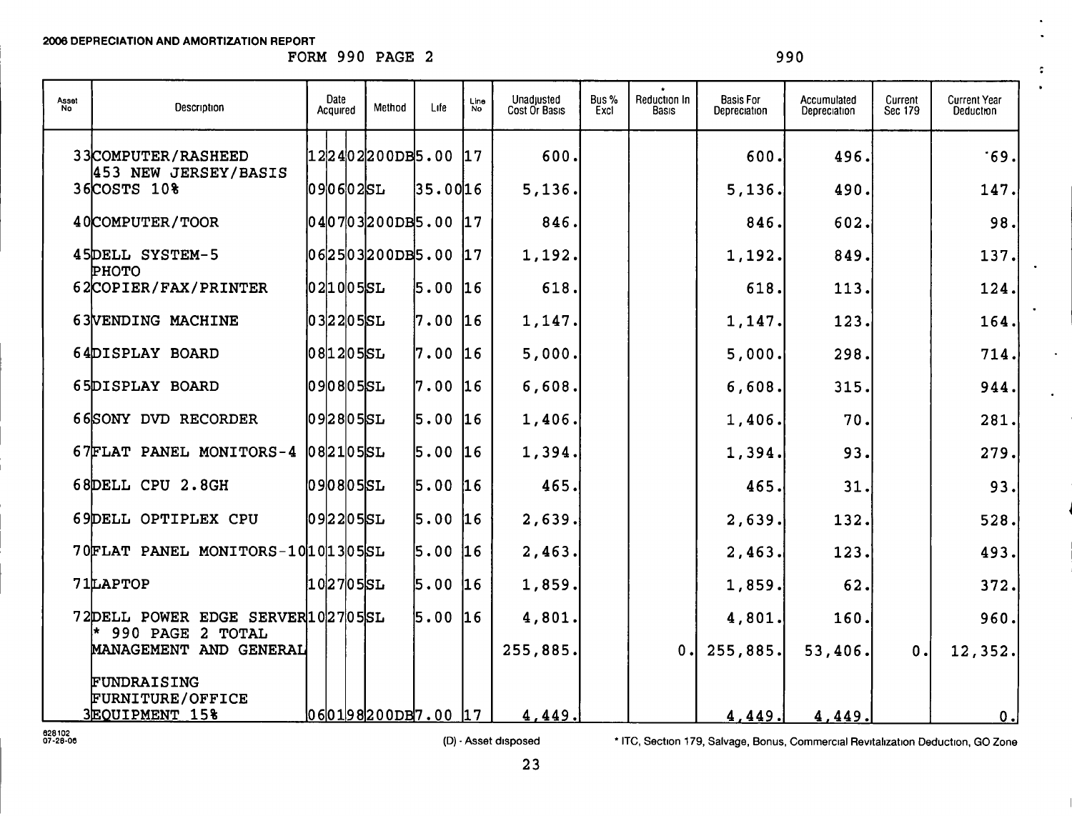**2006 DEPRECIATION AND AMORTIZATION REPORT**

FORM 990 PAGE 2 990

| Asset No | Description | Date Acquired | Method | Life | Line No | Unadjusted Cost Or Basis | Bus % Excl | * Reduction In Basis | Basis For Depreciation | Accumulated Depreciation | Current Sec 179 | Current Year Deduction |
|---|---|---|---|---|---|---|---|---|---|---|---|---|
| 33 | COMPUTER/RASHEED | 122402 | 200DB | 5.00 | 17 | 600. | | | 600. | 496. | | 69. |
| 36 | 453 NEW JERSEY/BASIS COSTS 10% | 090602 | SL | 35.00 | 16 | 5,136. | | | 5,136. | 490. | | 147. |
| 40 | COMPUTER/TOOR | 040703 | 200DB | 5.00 | 17 | 846. | | | 846. | 602. | | 98. |
| 45 | DELL SYSTEM-5 | 062503 | 200DB | 5.00 | 17 | 1,192. | | | 1,192. | 849. | | 137. |
| 62 | PHOTO COPIER/FAX/PRINTER | 021005 | SL | 5.00 | 16 | 618. | | | 618. | 113. | | 124. |
| 63 | VENDING MACHINE | 032205 | SL | 7.00 | 16 | 1,147. | | | 1,147. | 123. | | 164. |
| 64 | DISPLAY BOARD | 081205 | SL | 7.00 | 16 | 5,000. | | | 5,000. | 298. | | 714. |
| 65 | DISPLAY BOARD | 090805 | SL | 7.00 | 16 | 6,608. | | | 6,608. | 315. | | 944. |
| 66 | SONY DVD RECORDER | 092805 | SL | 5.00 | 16 | 1,406. | | | 1,406. | 70. | | 281. |
| 67 | FLAT PANEL MONITORS-4 | 082105 | SL | 5.00 | 16 | 1,394. | | | 1,394. | 93. | | 279. |
| 68 | DELL CPU 2.8GH | 090805 | SL | 5.00 | 16 | 465. | | | 465. | 31. | | 93. |
| 69 | DELL OPTIPLEX CPU | 092205 | SL | 5.00 | 16 | 2,639. | | | 2,639. | 132. | | 528. |
| 70 | FLAT PANEL MONITORS-10 | 101305 | SL | 5.00 | 16 | 2,463. | | | 2,463. | 123. | | 493. |
| 71 | LAPTOP | 102705 | SL | 5.00 | 16 | 1,859. | | | 1,859. | 62. | | 372. |
| 72 | DELL POWER EDGE SERVER | 102705 | SL | 5.00 | 16 | 4,801. | | | 4,801. | 160. | | 960. |
| | * 990 PAGE 2 TOTAL MANAGEMENT AND GENERAL | | | | | 255,885. | | 0. | 255,885. | 53,406. | 0. | 12,352. |
| | FUNDRAISING | | | | | | | | | | | |
| 3 | FURNITURE/OFFICE EQUIPMENT 15% | 060198 | 200DB | 7.00 | 17 | 4,449. | | | 4,449. | 4,449. | | 0. |

628102 07-28-06

(D) - Asset disposed

* ITC, Section 179, Salvage, Bonus, Commercial Revitalization Deduction, GO Zone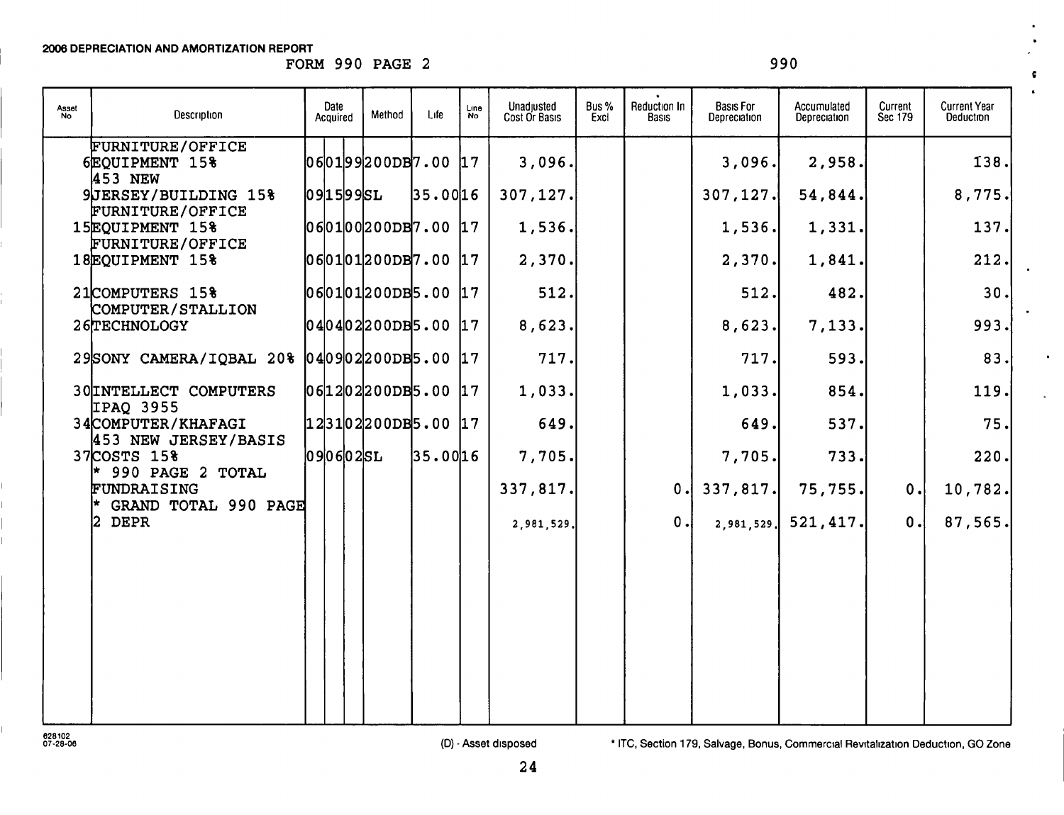**2006 DEPRECIATION AND AMORTIZATION REPORT**

FORM 990 PAGE 2 990

| Asset No | Description | Date Acquired | Method | Life | Line No | Unadjusted Cost Or Basis | Bus % Excl | * Reduction In Basis | Basis For Depreciation | Accumulated Depreciation | Current Sec 179 | Current Year Deduction |
|---|---|---|---|---|---|---|---|---|---|---|---|---|
| 6 | FURNITURE/OFFICE EQUIPMENT 15% | 060199 | 200DB | 7.00 | 17 | 3,096. | | | 3,096. | 2,958. | | 138. |
| 9 | 453 NEW JERSEY/BUILDING 15% | 091599 | SL | 35.00 | 16 | 307,127. | | | 307,127. | 54,844. | | 8,775. |
| 15 | FURNITURE/OFFICE EQUIPMENT 15% | 060100 | 200DB | 7.00 | 17 | 1,536. | | | 1,536. | 1,331. | | 137. |
| 18 | FURNITURE/OFFICE EQUIPMENT 15% | 060101 | 200DB | 7.00 | 17 | 2,370. | | | 2,370. | 1,841. | | 212. |
| 21 | COMPUTERS 15% | 060101 | 200DB | 5.00 | 17 | 512. | | | 512. | 482. | | 30. |
| 26 | COMPUTER/STALLION TECHNOLOGY | 040402 | 200DB | 5.00 | 17 | 8,623. | | | 8,623. | 7,133. | | 993. |
| 29 | SONY CAMERA/IQBAL 20% | 040902 | 200DB | 5.00 | 17 | 717. | | | 717. | 593. | | 83. |
| 30 | INTELLECT COMPUTERS | 061202 | 200DB | 5.00 | 17 | 1,033. | | | 1,033. | 854. | | 119. |
| 34 | IPAQ 3955 COMPUTER/KHAFAGI | 123102 | 200DB | 5.00 | 17 | 649. | | | 649. | 537. | | 75. |
| 37 | 453 NEW JERSEY/BASIS COSTS 15% | 090602 | SL | 35.00 | 16 | 7,705. | | | 7,705. | 733. | | 220. |
| | * 990 PAGE 2 TOTAL FUNDRAISING | | | | | 337,817. | | 0. | 337,817. | 75,755. | 0. | 10,782. |
| | * GRAND TOTAL 990 PAGE 2 DEPR | | | | | 2,981,529. | | 0. | 2,981,529. | 521,417. | 0. | 87,565. |

628102 07-28-06

(D) - Asset disposed

* ITC, Section 179, Salvage, Bonus, Commercial Revitalization Deduction, GO Zone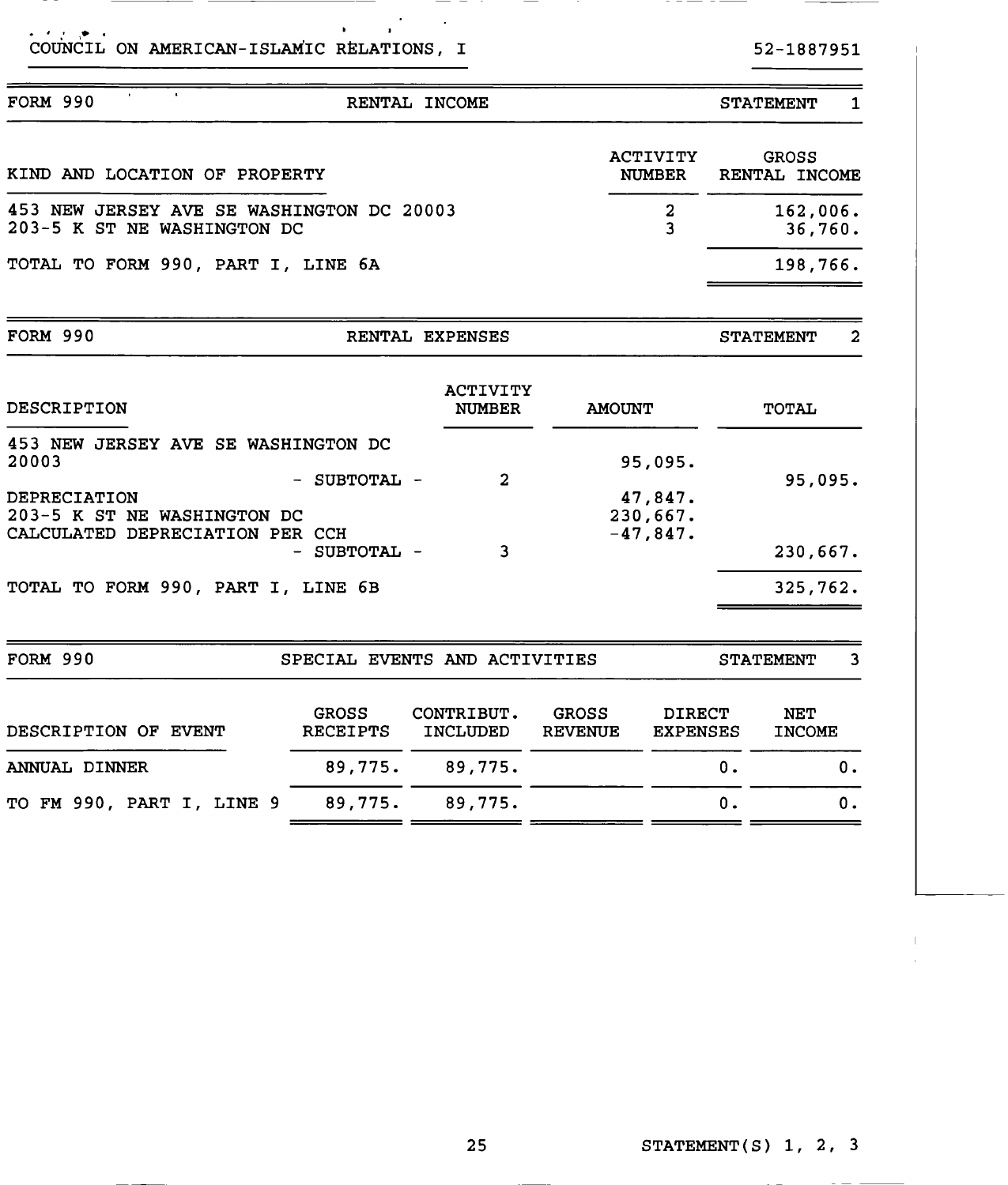COUNCIL ON AMERICAN-ISLAMIC RELATIONS, I — 52-1887951

## FORM 990 — RENTAL INCOME — STATEMENT 1

| KIND AND LOCATION OF PROPERTY | ACTIVITY NUMBER | GROSS RENTAL INCOME |
|---|---|---|
| 453 NEW JERSEY AVE SE WASHINGTON DC 20003 | 2 | 162,006. |
| 203-5 K ST NE WASHINGTON DC | 3 | 36,760. |
| TOTAL TO FORM 990, PART I, LINE 6A | | 198,766. |

## FORM 990 — RENTAL EXPENSES — STATEMENT 2

| DESCRIPTION | ACTIVITY NUMBER | AMOUNT | TOTAL |
|---|---|---|---|
| 453 NEW JERSEY AVE SE WASHINGTON DC 20003 | | 95,095. | |
| - SUBTOTAL - | 2 | | 95,095. |
| DEPRECIATION | | 47,847. | |
| 203-5 K ST NE WASHINGTON DC | | 230,667. | |
| CALCULATED DEPRECIATION PER CCH | | -47,847. | |
| - SUBTOTAL - | 3 | | 230,667. |
| TOTAL TO FORM 990, PART I, LINE 6B | | | 325,762. |

## FORM 990 — SPECIAL EVENTS AND ACTIVITIES — STATEMENT 3

| DESCRIPTION OF EVENT | GROSS RECEIPTS | CONTRIBUT. INCLUDED | GROSS REVENUE | DIRECT EXPENSES | NET INCOME |
|---|---|---|---|---|---|
| ANNUAL DINNER | 89,775. | 89,775. | | 0. | 0. |
| TO FM 990, PART I, LINE 9 | 89,775. | 89,775. | | 0. | 0. |

STATEMENT(S) 1, 2, 3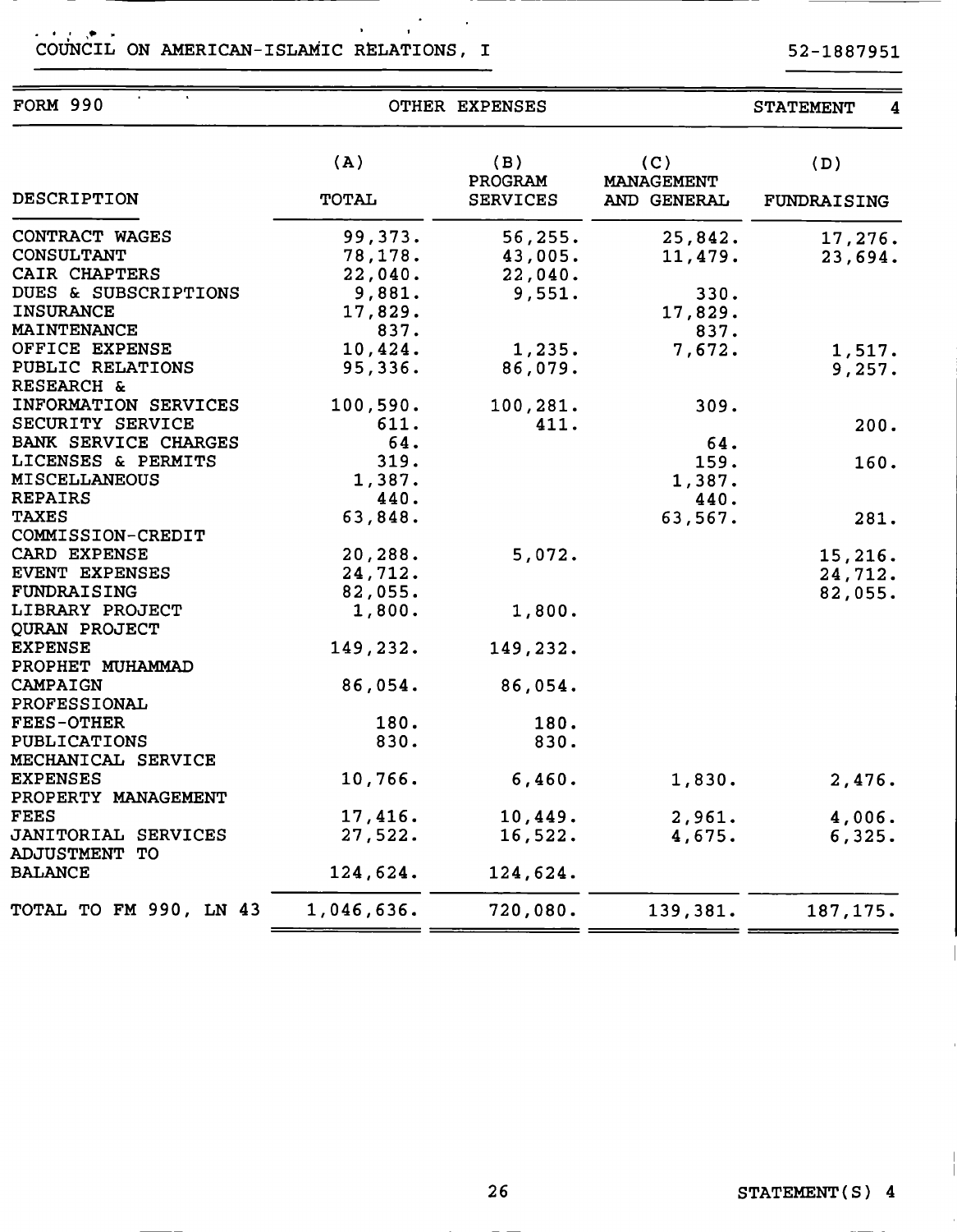COUNCIL ON AMERICAN-ISLAMIC RELATIONS, I 52-1887951

FORM 990 OTHER EXPENSES STATEMENT 4

| DESCRIPTION | (A) TOTAL | (B) PROGRAM SERVICES | (C) MANAGEMENT AND GENERAL | (D) FUNDRAISING |
|---|---|---|---|---|
| CONTRACT WAGES | 99,373. | 56,255. | 25,842. | 17,276. |
| CONSULTANT | 78,178. | 43,005. | 11,479. | 23,694. |
| CAIR CHAPTERS | 22,040. | 22,040. | | |
| DUES & SUBSCRIPTIONS | 9,881. | 9,551. | 330. | |
| INSURANCE | 17,829. | | 17,829. | |
| MAINTENANCE | 837. | | 837. | |
| OFFICE EXPENSE | 10,424. | 1,235. | 7,672. | 1,517. |
| PUBLIC RELATIONS | 95,336. | 86,079. | | 9,257. |
| RESEARCH & INFORMATION SERVICES | 100,590. | 100,281. | 309. | |
| SECURITY SERVICE | 611. | 411. | | 200. |
| BANK SERVICE CHARGES | 64. | | 64. | |
| LICENSES & PERMITS | 319. | | 159. | 160. |
| MISCELLANEOUS | 1,387. | | 1,387. | |
| REPAIRS | 440. | | 440. | |
| TAXES | 63,848. | | 63,567. | 281. |
| COMMISSION-CREDIT CARD EXPENSE | 20,288. | 5,072. | | 15,216. |
| EVENT EXPENSES | 24,712. | | | 24,712. |
| FUNDRAISING | 82,055. | | | 82,055. |
| LIBRARY PROJECT | 1,800. | 1,800. | | |
| QURAN PROJECT EXPENSE | 149,232. | 149,232. | | |
| PROPHET MUHAMMAD CAMPAIGN | 86,054. | 86,054. | | |
| PROFESSIONAL FEES-OTHER | 180. | 180. | | |
| PUBLICATIONS | 830. | 830. | | |
| MECHANICAL SERVICE EXPENSES | 10,766. | 6,460. | 1,830. | 2,476. |
| PROPERTY MANAGEMENT FEES | 17,416. | 10,449. | 2,961. | 4,006. |
| JANITORIAL SERVICES | 27,522. | 16,522. | 4,675. | 6,325. |
| ADJUSTMENT TO BALANCE | 124,624. | 124,624. | | |
| TOTAL TO FM 990, LN 43 | 1,046,636. | 720,080. | 139,381. | 187,175. |

STATEMENT(S) 4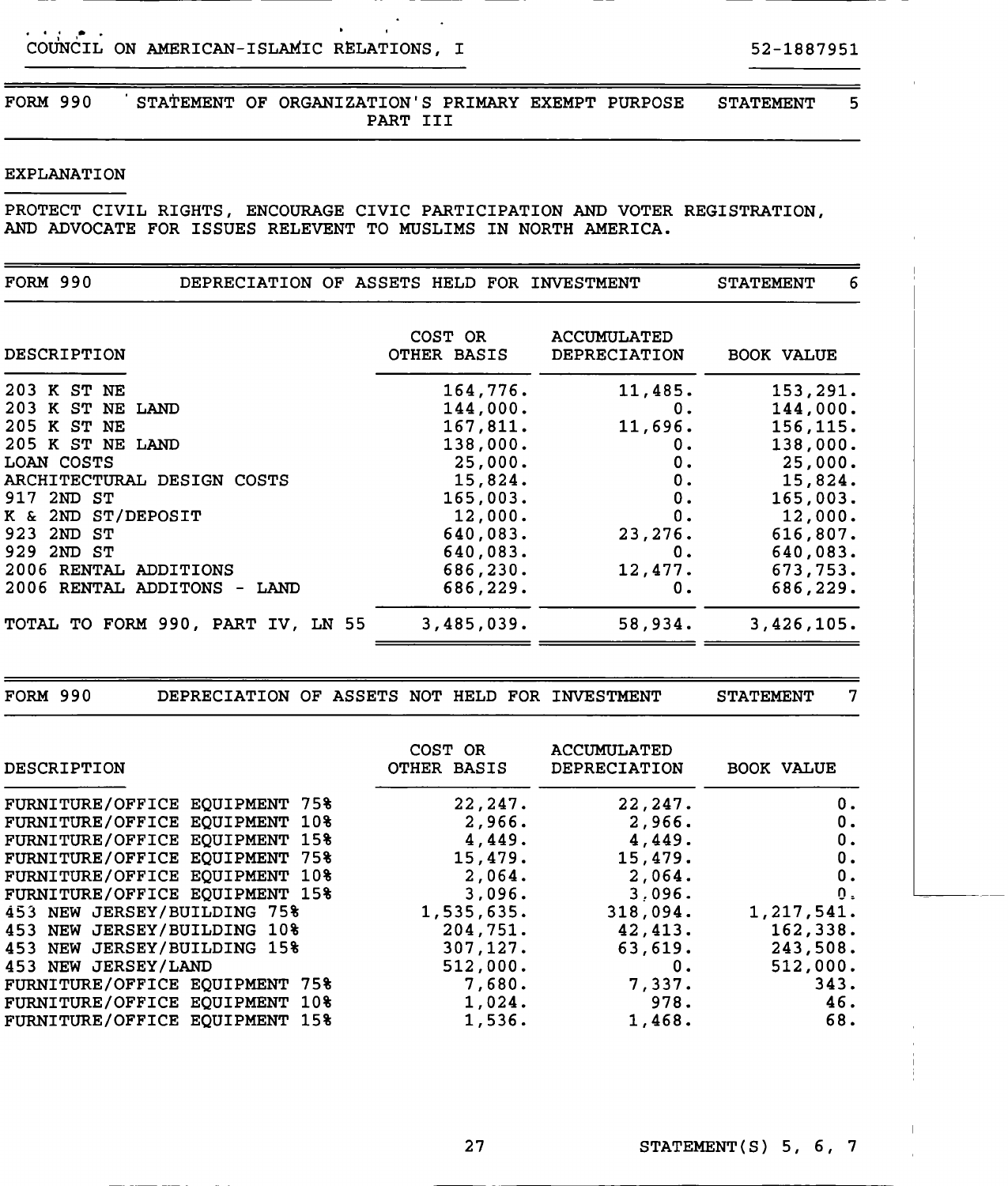COUNCIL ON AMERICAN-ISLAMIC RELATIONS, I 52-1887951

## FORM 990 STATEMENT OF ORGANIZATION'S PRIMARY EXEMPT PURPOSE PART III — STATEMENT 5

EXPLANATION

PROTECT CIVIL RIGHTS, ENCOURAGE CIVIC PARTICIPATION AND VOTER REGISTRATION, AND ADVOCATE FOR ISSUES RELEVENT TO MUSLIMS IN NORTH AMERICA.

## FORM 990 DEPRECIATION OF ASSETS HELD FOR INVESTMENT — STATEMENT 6

| DESCRIPTION | COST OR OTHER BASIS | ACCUMULATED DEPRECIATION | BOOK VALUE |
|---|---|---|---|
| 203 K ST NE | 164,776. | 11,485. | 153,291. |
| 203 K ST NE LAND | 144,000. | 0. | 144,000. |
| 205 K ST NE | 167,811. | 11,696. | 156,115. |
| 205 K ST NE LAND | 138,000. | 0. | 138,000. |
| LOAN COSTS | 25,000. | 0. | 25,000. |
| ARCHITECTURAL DESIGN COSTS | 15,824. | 0. | 15,824. |
| 917 2ND ST | 165,003. | 0. | 165,003. |
| K & 2ND ST/DEPOSIT | 12,000. | 0. | 12,000. |
| 923 2ND ST | 640,083. | 23,276. | 616,807. |
| 929 2ND ST | 640,083. | 0. | 640,083. |
| 2006 RENTAL ADDITIONS | 686,230. | 12,477. | 673,753. |
| 2006 RENTAL ADDITONS - LAND | 686,229. | 0. | 686,229. |
| TOTAL TO FORM 990, PART IV, LN 55 | 3,485,039. | 58,934. | 3,426,105. |

## FORM 990 DEPRECIATION OF ASSETS NOT HELD FOR INVESTMENT — STATEMENT 7

| DESCRIPTION | COST OR OTHER BASIS | ACCUMULATED DEPRECIATION | BOOK VALUE |
|---|---|---|---|
| FURNITURE/OFFICE EQUIPMENT 75% | 22,247. | 22,247. | 0. |
| FURNITURE/OFFICE EQUIPMENT 10% | 2,966. | 2,966. | 0. |
| FURNITURE/OFFICE EQUIPMENT 15% | 4,449. | 4,449. | 0. |
| FURNITURE/OFFICE EQUIPMENT 75% | 15,479. | 15,479. | 0. |
| FURNITURE/OFFICE EQUIPMENT 10% | 2,064. | 2,064. | 0. |
| FURNITURE/OFFICE EQUIPMENT 15% | 3,096. | 3,096. | 0. |
| 453 NEW JERSEY/BUILDING 75% | 1,535,635. | 318,094. | 1,217,541. |
| 453 NEW JERSEY/BUILDING 10% | 204,751. | 42,413. | 162,338. |
| 453 NEW JERSEY/BUILDING 15% | 307,127. | 63,619. | 243,508. |
| 453 NEW JERSEY/LAND | 512,000. | 0. | 512,000. |
| FURNITURE/OFFICE EQUIPMENT 75% | 7,680. | 7,337. | 343. |
| FURNITURE/OFFICE EQUIPMENT 10% | 1,024. | 978. | 46. |
| FURNITURE/OFFICE EQUIPMENT 15% | 1,536. | 1,468. | 68. |

STATEMENT(S) 5, 6, 7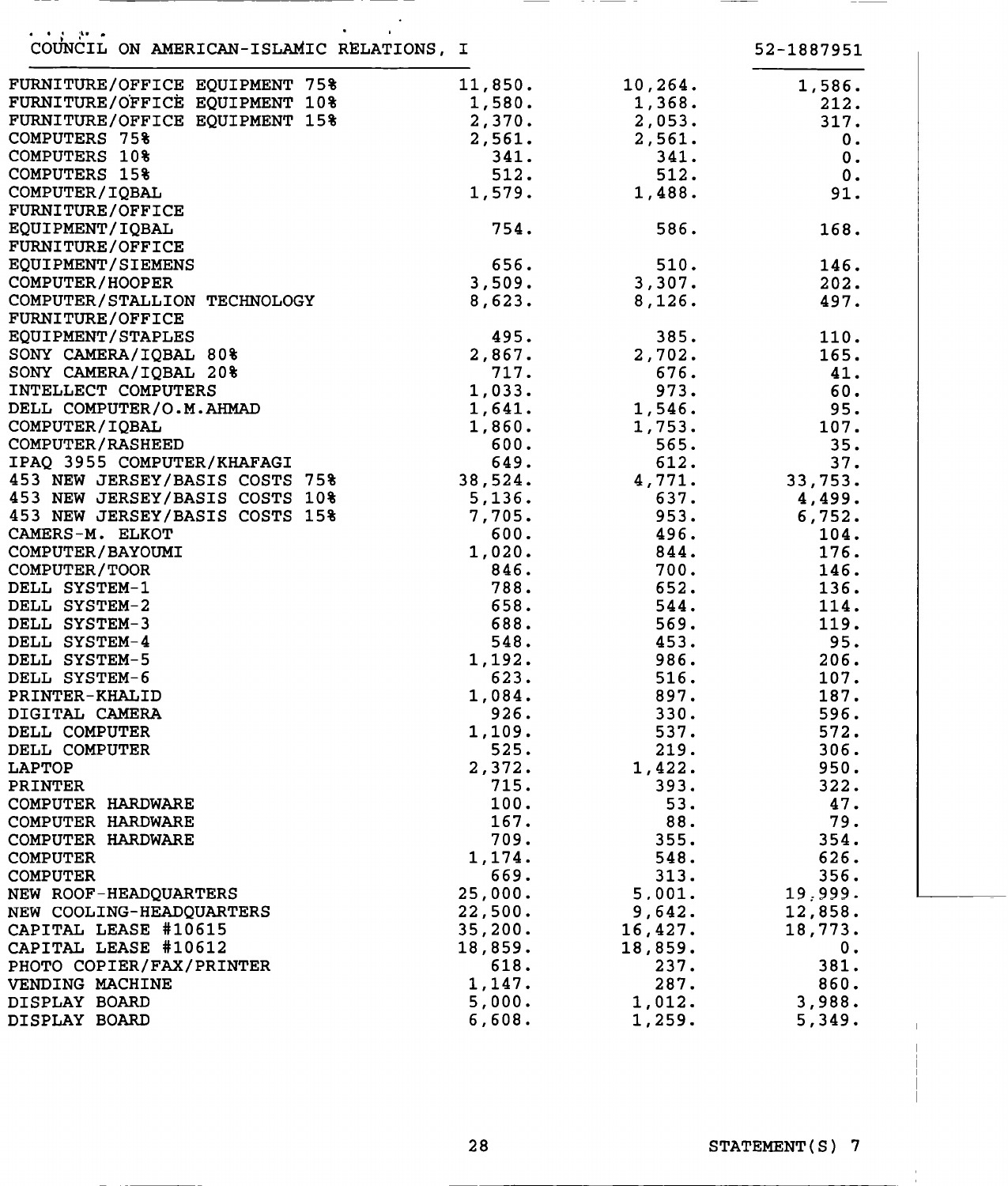COUNCIL ON AMERICAN-ISLAMIC RELATIONS, I — 52-1887951

| | | | |
|---|---|---|---|
| FURNITURE/OFFICE EQUIPMENT 75% | 11,850. | 10,264. | 1,586. |
| FURNITURE/OFFICE EQUIPMENT 10% | 1,580. | 1,368. | 212. |
| FURNITURE/OFFICE EQUIPMENT 15% | 2,370. | 2,053. | 317. |
| COMPUTERS 75% | 2,561. | 2,561. | 0. |
| COMPUTERS 10% | 341. | 341. | 0. |
| COMPUTERS 15% | 512. | 512. | 0. |
| COMPUTER/IQBAL | 1,579. | 1,488. | 91. |
| FURNITURE/OFFICE EQUIPMENT/IQBAL | 754. | 586. | 168. |
| FURNITURE/OFFICE EQUIPMENT/SIEMENS | 656. | 510. | 146. |
| COMPUTER/HOOPER | 3,509. | 3,307. | 202. |
| COMPUTER/STALLION TECHNOLOGY | 8,623. | 8,126. | 497. |
| FURNITURE/OFFICE EQUIPMENT/STAPLES | 495. | 385. | 110. |
| SONY CAMERA/IQBAL 80% | 2,867. | 2,702. | 165. |
| SONY CAMERA/IQBAL 20% | 717. | 676. | 41. |
| INTELLECT COMPUTERS | 1,033. | 973. | 60. |
| DELL COMPUTER/O.M.AHMAD | 1,641. | 1,546. | 95. |
| COMPUTER/IQBAL | 1,860. | 1,753. | 107. |
| COMPUTER/RASHEED | 600. | 565. | 35. |
| IPAQ 3955 COMPUTER/KHAFAGI | 649. | 612. | 37. |
| 453 NEW JERSEY/BASIS COSTS 75% | 38,524. | 4,771. | 33,753. |
| 453 NEW JERSEY/BASIS COSTS 10% | 5,136. | 637. | 4,499. |
| 453 NEW JERSEY/BASIS COSTS 15% | 7,705. | 953. | 6,752. |
| CAMERS-M. ELKOT | 600. | 496. | 104. |
| COMPUTER/BAYOUMI | 1,020. | 844. | 176. |
| COMPUTER/TOOR | 846. | 700. | 146. |
| DELL SYSTEM-1 | 788. | 652. | 136. |
| DELL SYSTEM-2 | 658. | 544. | 114. |
| DELL SYSTEM-3 | 688. | 569. | 119. |
| DELL SYSTEM-4 | 548. | 453. | 95. |
| DELL SYSTEM-5 | 1,192. | 986. | 206. |
| DELL SYSTEM-6 | 623. | 516. | 107. |
| PRINTER-KHALID | 1,084. | 897. | 187. |
| DIGITAL CAMERA | 926. | 330. | 596. |
| DELL COMPUTER | 1,109. | 537. | 572. |
| DELL COMPUTER | 525. | 219. | 306. |
| LAPTOP | 2,372. | 1,422. | 950. |
| PRINTER | 715. | 393. | 322. |
| COMPUTER HARDWARE | 100. | 53. | 47. |
| COMPUTER HARDWARE | 167. | 88. | 79. |
| COMPUTER HARDWARE | 709. | 355. | 354. |
| COMPUTER | 1,174. | 548. | 626. |
| COMPUTER | 669. | 313. | 356. |
| NEW ROOF-HEADQUARTERS | 25,000. | 5,001. | 19,999. |
| NEW COOLING-HEADQUARTERS | 22,500. | 9,642. | 12,858. |
| CAPITAL LEASE #10615 | 35,200. | 16,427. | 18,773. |
| CAPITAL LEASE #10612 | 18,859. | 18,859. | 0. |
| PHOTO COPIER/FAX/PRINTER | 618. | 237. | 381. |
| VENDING MACHINE | 1,147. | 287. | 860. |
| DISPLAY BOARD | 5,000. | 1,012. | 3,988. |
| DISPLAY BOARD | 6,608. | 1,259. | 5,349. |

STATEMENT(S) 7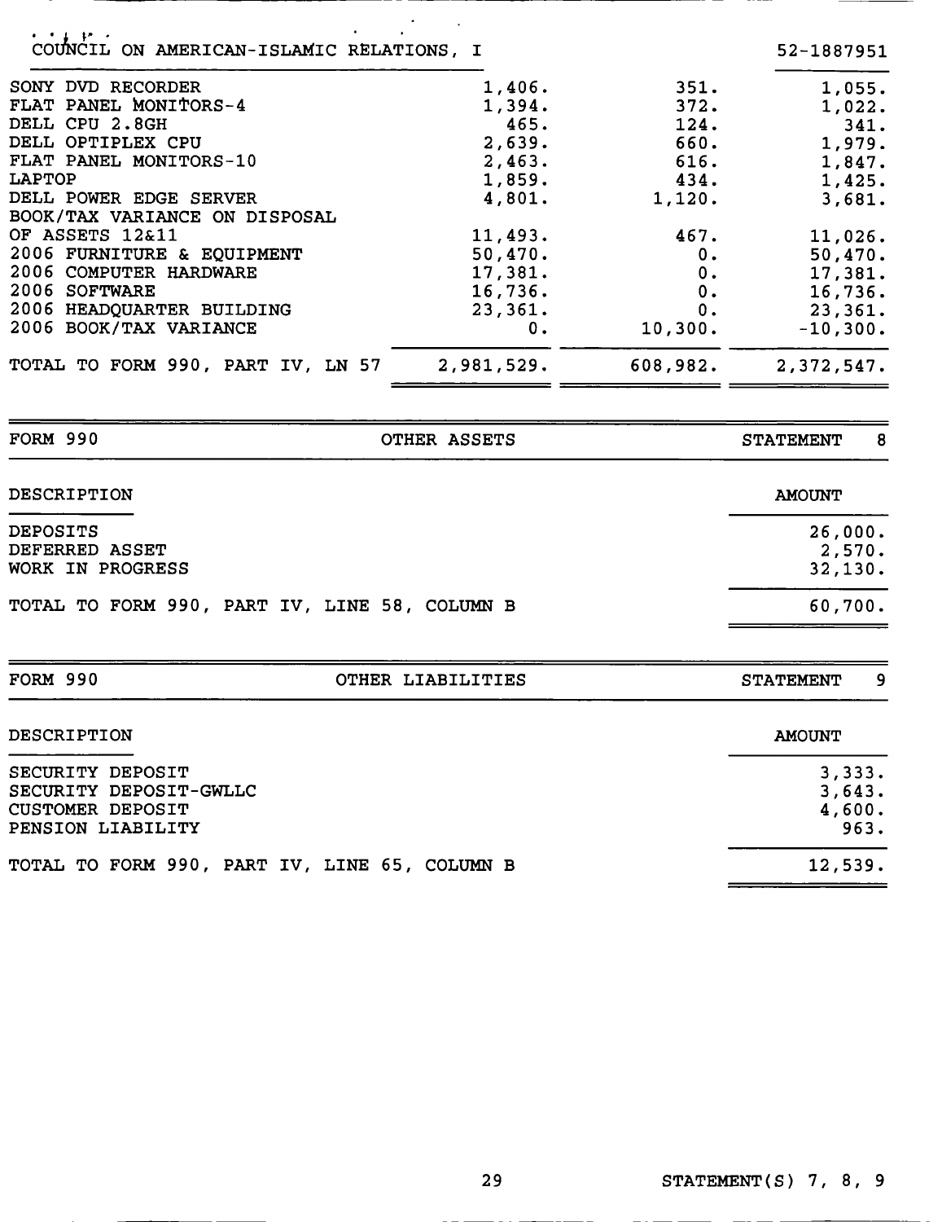COUNCIL ON AMERICAN-ISLAMIC RELATIONS, I 52-1887951

| | | | |
|---|---|---|---|
| SONY DVD RECORDER | 1,406. | 351. | 1,055. |
| FLAT PANEL MONITORS-4 | 1,394. | 372. | 1,022. |
| DELL CPU 2.8GH | 465. | 124. | 341. |
| DELL OPTIPLEX CPU | 2,639. | 660. | 1,979. |
| FLAT PANEL MONITORS-10 | 2,463. | 616. | 1,847. |
| LAPTOP | 1,859. | 434. | 1,425. |
| DELL POWER EDGE SERVER | 4,801. | 1,120. | 3,681. |
| BOOK/TAX VARIANCE ON DISPOSAL OF ASSETS 12&11 | 11,493. | 467. | 11,026. |
| 2006 FURNITURE & EQUIPMENT | 50,470. | 0. | 50,470. |
| 2006 COMPUTER HARDWARE | 17,381. | 0. | 17,381. |
| 2006 SOFTWARE | 16,736. | 0. | 16,736. |
| 2006 HEADQUARTER BUILDING | 23,361. | 0. | 23,361. |
| 2006 BOOK/TAX VARIANCE | 0. | 10,300. | -10,300. |
| TOTAL TO FORM 990, PART IV, LN 57 | 2,981,529. | 608,982. | 2,372,547. |

FORM 990 — OTHER ASSETS — STATEMENT 8

| DESCRIPTION | AMOUNT |
|---|---|
| DEPOSITS | 26,000. |
| DEFERRED ASSET | 2,570. |
| WORK IN PROGRESS | 32,130. |
| TOTAL TO FORM 990, PART IV, LINE 58, COLUMN B | 60,700. |

FORM 990 — OTHER LIABILITIES — STATEMENT 9

| DESCRIPTION | AMOUNT |
|---|---|
| SECURITY DEPOSIT | 3,333. |
| SECURITY DEPOSIT-GWLLC | 3,643. |
| CUSTOMER DEPOSIT | 4,600. |
| PENSION LIABILITY | 963. |
| TOTAL TO FORM 990, PART IV, LINE 65, COLUMN B | 12,539. |

STATEMENT(S) 7, 8, 9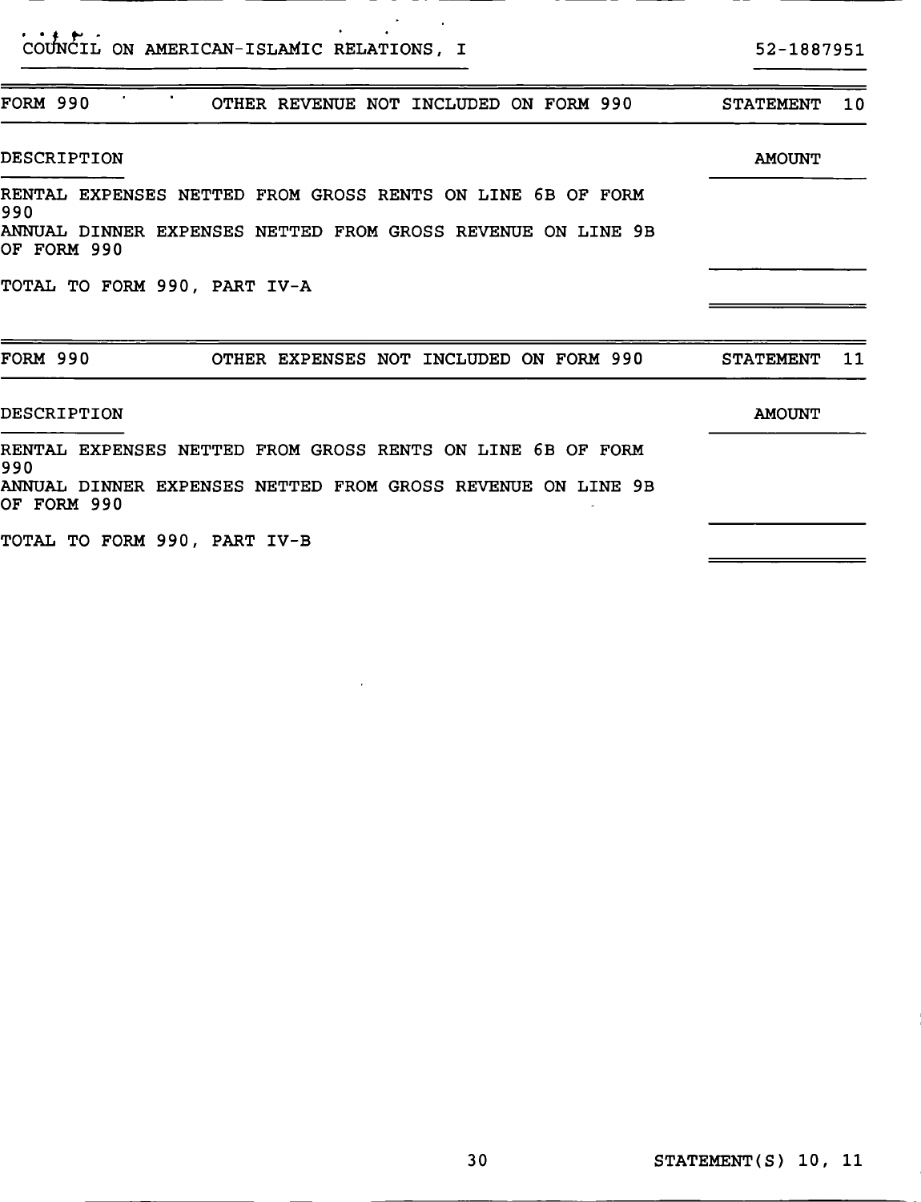COUNCIL ON AMERICAN-ISLAMIC RELATIONS, I    52-1887951

| FORM 990 | OTHER REVENUE NOT INCLUDED ON FORM 990 | STATEMENT 10 |
|---|---|---|

| DESCRIPTION | AMOUNT |
|---|---|
| RENTAL EXPENSES NETTED FROM GROSS RENTS ON LINE 6B OF FORM 990 | |
| ANNUAL DINNER EXPENSES NETTED FROM GROSS REVENUE ON LINE 9B OF FORM 990 | |
| TOTAL TO FORM 990, PART IV-A | |

| FORM 990 | OTHER EXPENSES NOT INCLUDED ON FORM 990 | STATEMENT 11 |
|---|---|---|

| DESCRIPTION | AMOUNT |
|---|---|
| RENTAL EXPENSES NETTED FROM GROSS RENTS ON LINE 6B OF FORM 990 | |
| ANNUAL DINNER EXPENSES NETTED FROM GROSS REVENUE ON LINE 9B OF FORM 990 | |
| TOTAL TO FORM 990, PART IV-B | |

STATEMENT(S) 10, 11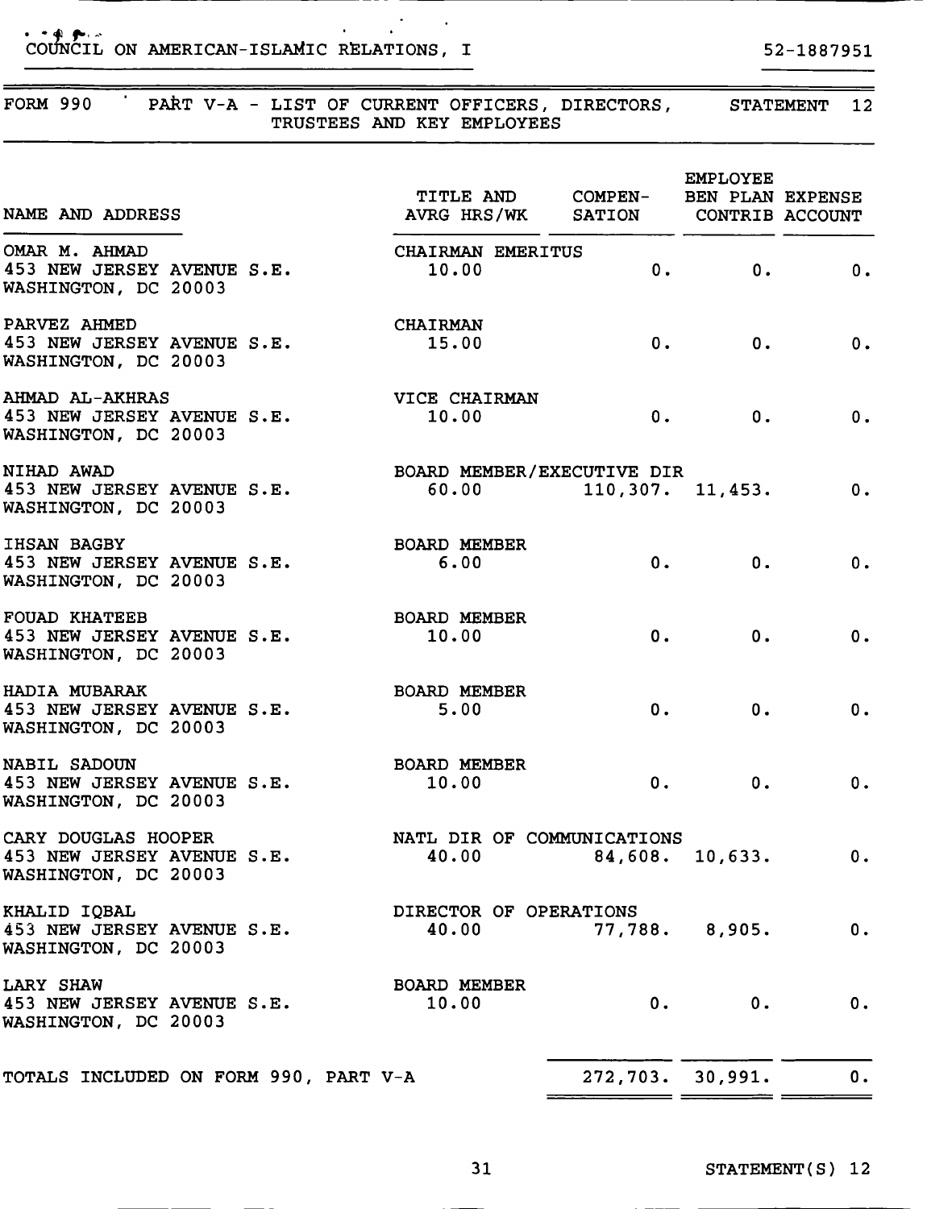COUNCIL ON AMERICAN-ISLAMIC RELATIONS, I 52-1887951

FORM 990 PART V-A - LIST OF CURRENT OFFICERS, DIRECTORS, TRUSTEES AND KEY EMPLOYEES STATEMENT 12

| NAME AND ADDRESS | TITLE AND AVRG HRS/WK | COMPENSATION | EMPLOYEE BEN PLAN CONTRIB | EXPENSE ACCOUNT |
|---|---|---|---|---|
| OMAR M. AHMAD<br>453 NEW JERSEY AVENUE S.E.<br>WASHINGTON, DC 20003 | CHAIRMAN EMERITUS<br>10.00 | 0. | 0. | 0. |
| PARVEZ AHMED<br>453 NEW JERSEY AVENUE S.E.<br>WASHINGTON, DC 20003 | CHAIRMAN<br>15.00 | 0. | 0. | 0. |
| AHMAD AL-AKHRAS<br>453 NEW JERSEY AVENUE S.E.<br>WASHINGTON, DC 20003 | VICE CHAIRMAN<br>10.00 | 0. | 0. | 0. |
| NIHAD AWAD<br>453 NEW JERSEY AVENUE S.E.<br>WASHINGTON, DC 20003 | BOARD MEMBER/EXECUTIVE DIR<br>60.00 | 110,307. | 11,453. | 0. |
| IHSAN BAGBY<br>453 NEW JERSEY AVENUE S.E.<br>WASHINGTON, DC 20003 | BOARD MEMBER<br>6.00 | 0. | 0. | 0. |
| FOUAD KHATEEB<br>453 NEW JERSEY AVENUE S.E.<br>WASHINGTON, DC 20003 | BOARD MEMBER<br>10.00 | 0. | 0. | 0. |
| HADIA MUBARAK<br>453 NEW JERSEY AVENUE S.E.<br>WASHINGTON, DC 20003 | BOARD MEMBER<br>5.00 | 0. | 0. | 0. |
| NABIL SADOUN<br>453 NEW JERSEY AVENUE S.E.<br>WASHINGTON, DC 20003 | BOARD MEMBER<br>10.00 | 0. | 0. | 0. |
| CARY DOUGLAS HOOPER<br>453 NEW JERSEY AVENUE S.E.<br>WASHINGTON, DC 20003 | NATL DIR OF COMMUNICATIONS<br>40.00 | 84,608. | 10,633. | 0. |
| KHALID IQBAL<br>453 NEW JERSEY AVENUE S.E.<br>WASHINGTON, DC 20003 | DIRECTOR OF OPERATIONS<br>40.00 | 77,788. | 8,905. | 0. |
| LARY SHAW<br>453 NEW JERSEY AVENUE S.E.<br>WASHINGTON, DC 20003 | BOARD MEMBER<br>10.00 | 0. | 0. | 0. |
| TOTALS INCLUDED ON FORM 990, PART V-A | | 272,703. | 30,991. | 0. |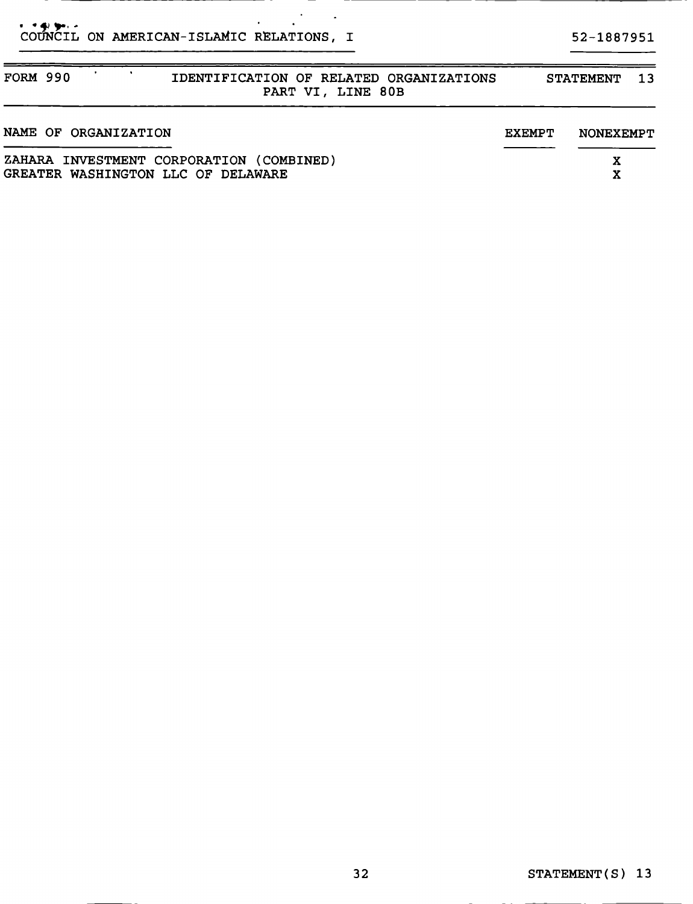COUNCIL ON AMERICAN-ISLAMIC RELATIONS, I 52-1887951

FORM 990 — IDENTIFICATION OF RELATED ORGANIZATIONS — PART VI, LINE 80B — STATEMENT 13

| NAME OF ORGANIZATION | EXEMPT | NONEXEMPT |
|---|---|---|
| ZAHARA INVESTMENT CORPORATION (COMBINED) | | X |
| GREATER WASHINGTON LLC OF DELAWARE | | X |

STATEMENT(S) 13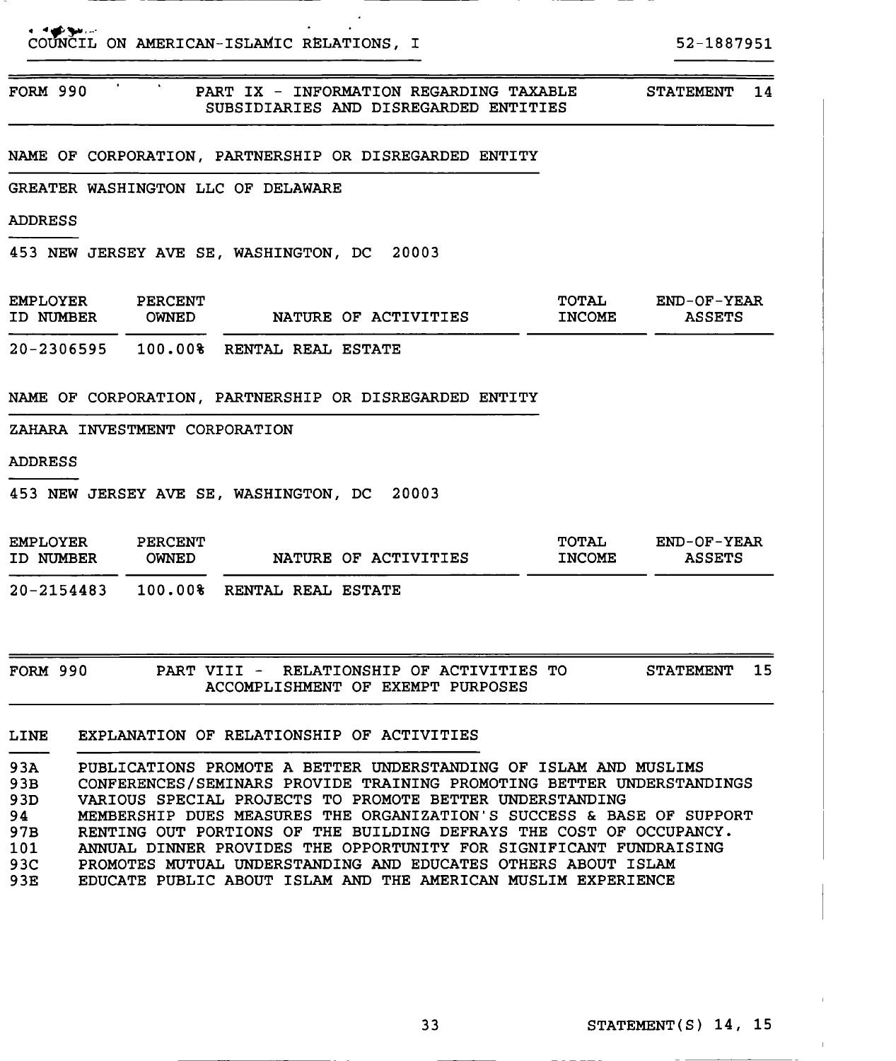COUNCIL ON AMERICAN-ISLAMIC RELATIONS, I — 52-1887951

## FORM 990 — PART IX - INFORMATION REGARDING TAXABLE SUBSIDIARIES AND DISREGARDED ENTITIES — STATEMENT 14

NAME OF CORPORATION, PARTNERSHIP OR DISREGARDED ENTITY

GREATER WASHINGTON LLC OF DELAWARE

ADDRESS

453 NEW JERSEY AVE SE, WASHINGTON, DC 20003

| EMPLOYER ID NUMBER | PERCENT OWNED | NATURE OF ACTIVITIES | TOTAL INCOME | END-OF-YEAR ASSETS |
|---|---|---|---|---|
| 20-2306595 | 100.00% | RENTAL REAL ESTATE | | |

NAME OF CORPORATION, PARTNERSHIP OR DISREGARDED ENTITY

ZAHARA INVESTMENT CORPORATION

ADDRESS

453 NEW JERSEY AVE SE, WASHINGTON, DC 20003

| EMPLOYER ID NUMBER | PERCENT OWNED | NATURE OF ACTIVITIES | TOTAL INCOME | END-OF-YEAR ASSETS |
|---|---|---|---|---|
| 20-2154483 | 100.00% | RENTAL REAL ESTATE | | |

## FORM 990 — PART VIII - RELATIONSHIP OF ACTIVITIES TO ACCOMPLISHMENT OF EXEMPT PURPOSES — STATEMENT 15

| LINE | EXPLANATION OF RELATIONSHIP OF ACTIVITIES |
|---|---|
| 93A | PUBLICATIONS PROMOTE A BETTER UNDERSTANDING OF ISLAM AND MUSLIMS |
| 93B | CONFERENCES/SEMINARS PROVIDE TRAINING PROMOTING BETTER UNDERSTANDINGS |
| 93D | VARIOUS SPECIAL PROJECTS TO PROMOTE BETTER UNDERSTANDING |
| 94 | MEMBERSHIP DUES MEASURES THE ORGANIZATION'S SUCCESS & BASE OF SUPPORT |
| 97B | RENTING OUT PORTIONS OF THE BUILDING DEFRAYS THE COST OF OCCUPANCY. |
| 101 | ANNUAL DINNER PROVIDES THE OPPORTUNITY FOR SIGNIFICANT FUNDRAISING |
| 93C | PROMOTES MUTUAL UNDERSTANDING AND EDUCATES OTHERS ABOUT ISLAM |
| 93E | EDUCATE PUBLIC ABOUT ISLAM AND THE AMERICAN MUSLIM EXPERIENCE |

STATEMENT(S) 14, 15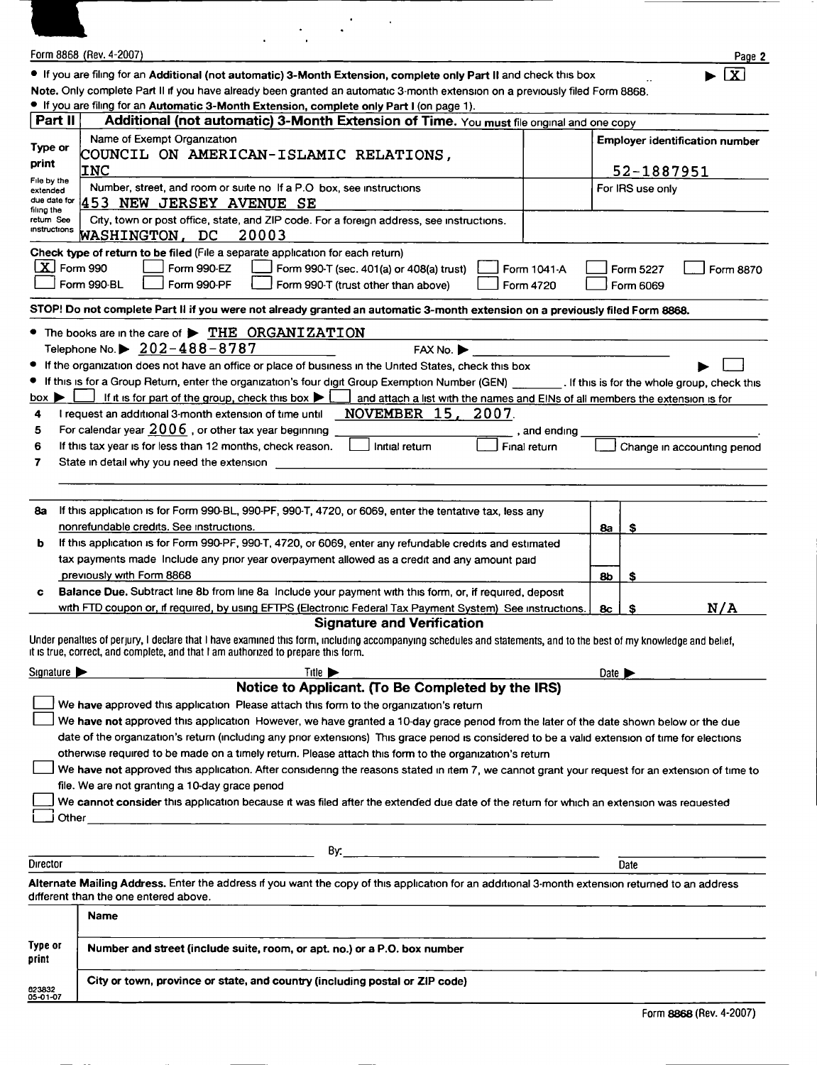Form 8868 (Rev. 4-2007)

- If you are filing for an **Additional (not automatic) 3-Month Extension,** complete only Part II and check this box ▶ [X]

**Note.** Only complete Part II if you have already been granted an automatic 3-month extension on a previously filed Form 8868.

- If you are filing for an **Automatic 3-Month Extension, complete only Part I** (on page 1).

## Part II Additional (not automatic) 3-Month Extension of Time. You must file original and one copy

| Type or print | Name of Exempt Organization | Employer identification number |
|---|---|---|
| File by the extended due date for filing the return See instructions | COUNCIL ON AMERICAN-ISLAMIC RELATIONS, INC | 52-1887951 |
| | Number, street, and room or suite no If a P.O box, see instructions<br>453 NEW JERSEY AVENUE SE | For IRS use only |
| | City, town or post office, state, and ZIP code. For a foreign address, see instructions.<br>WASHINGTON, DC 20003 | |

**Check type of return to be filed** (File a separate application for each return)

[X] Form 990 [ ] Form 990-EZ [ ] Form 990-T (sec. 401(a) or 408(a) trust) [ ] Form 1041-A [ ] Form 5227 [ ] Form 8870
[ ] Form 990-BL [ ] Form 990-PF [ ] Form 990-T (trust other than above) [ ] Form 4720 [ ] Form 6069

**STOP! Do not complete Part II if you were not already granted an automatic 3-month extension on a previously filed Form 8868.**

- The books are in the care of ▶ THE ORGANIZATION
  Telephone No. ▶ 202-488-8787 FAX No. ▶
- If the organization does not have an office or place of business in the United States, check this box ▶ [ ]
- If this is for a Group Return, enter the organization's four digit Group Exemption Number (GEN) \_\_\_\_\_\_\_\_ . If this is for the whole group, check this box ▶ [ ] If it is for part of the group, check this box ▶ [ ] and attach a list with the names and EINs of all members the extension is for

4 I request an additional 3-month extension of time until NOVEMBER 15, 2007.

5 For calendar year 2006 , or other tax year beginning \_\_\_\_\_\_\_\_ , and ending \_\_\_\_\_\_\_\_ .

6 If this tax year is for less than 12 months, check reason. [ ] Initial return [ ] Final return [ ] Change in accounting period

7 State in detail why you need the extension

| | | | |
|---|---|---|---|
| **8a** | If this application is for Form 990-BL, 990-PF, 990-T, 4720, or 6069, enter the tentative tax, less any nonrefundable credits. See instructions. | 8a | $ |
| **b** | If this application is for Form 990-PF, 990-T, 4720, or 6069, enter any refundable credits and estimated tax payments made Include any prior year overpayment allowed as a credit and any amount paid previously with Form 8868 | 8b | $ |
| **c** | **Balance Due.** Subtract line 8b from line 8a Include your payment with this form, or, if required, deposit with FTD coupon or, if required, by using EFTPS (Electronic Federal Tax Payment System) See instructions. | 8c | $ N/A |

### Signature and Verification

Under penalties of perjury, I declare that I have examined this form, including accompanying schedules and statements, and to the best of my knowledge and belief, it is true, correct, and complete, and that I am authorized to prepare this form.

Signature ▶ Title ▶ Date ▶

### Notice to Applicant. (To Be Completed by the IRS)

[ ] We **have** approved this application Please attach this form to the organization's return

[ ] We **have not** approved this application However, we have granted a 10-day grace period from the later of the date shown below or the due date of the organization's return (including any prior extensions) This grace period is considered to be a valid extension of time for elections otherwise required to be made on a timely return. Please attach this form to the organization's return

[ ] We **have not** approved this application. After considering the reasons stated in item 7, we cannot grant your request for an extension of time to file. We are not granting a 10-day grace period

[ ] We **cannot consider** this application because it was filed after the extended due date of the return for which an extension was requested

[ ] Other

By:

Director Date

**Alternate Mailing Address.** Enter the address if you want the copy of this application for an additional 3-month extension returned to an address different than the one entered above.

| | |
|---|---|
| | **Name** |
| **Type or print** | **Number and street (include suite, room, or apt. no.) or a P.O. box number** |
| | **City or town, province or state, and country (including postal or ZIP code)** |

623832 05-01-07

Form **8868** (Rev. 4-2007)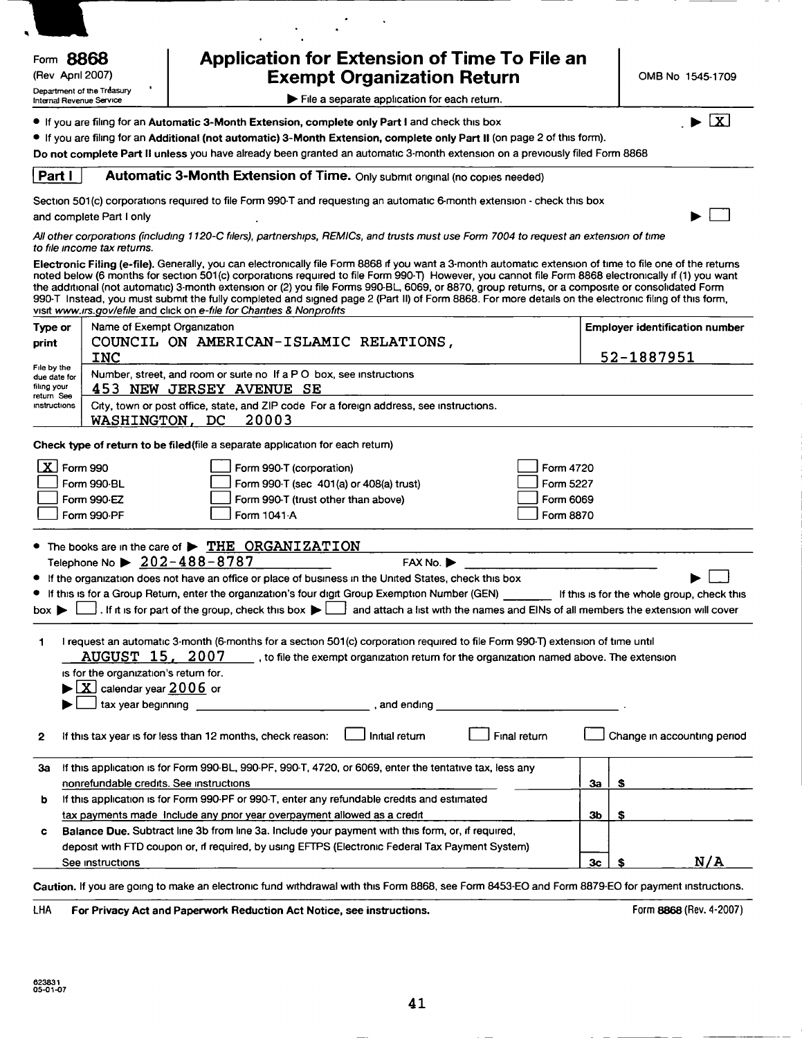Form **8868**
(Rev April 2007)
Department of the Treasury
Internal Revenue Service

# Application for Extension of Time To File an Exempt Organization Return

▶ File a separate application for each return.

OMB No 1545-1709

- If you are filing for an **Automatic 3-Month Extension, complete only Part I** and check this box ▶ [X]
- If you are filing for an **Additional (not automatic) 3-Month Extension, complete only Part II** (on page 2 of this form).

**Do not complete Part II unless** you have already been granted an automatic 3-month extension on a previously filed Form 8868

## Part I — Automatic 3-Month Extension of Time. Only submit original (no copies needed)

Section 501(c) corporations required to file Form 990-T and requesting an automatic 6-month extension - check this box and complete Part I only ▶ [ ]

*All other corporations (including 1120-C filers), partnerships, REMICs, and trusts must use Form 7004 to request an extension of time to file income tax returns.*

**Electronic Filing (e-file).** Generally, you can electronically file Form 8868 if you want a 3-month automatic extension of time to file one of the returns noted below (6 months for section 501(c) corporations required to file Form 990-T) However, you cannot file Form 8868 electronically if (1) you want the additional (not automatic) 3-month extension or (2) you file Forms 990-BL, 6069, or 8870, group returns, or a composite or consolidated Form 990-T Instead, you must submit the fully completed and signed page 2 (Part II) of Form 8868. For more details on the electronic filing of this form, visit *www.irs.gov/efile* and click on *e-file for Charities & Nonprofits*

| Type or print | Name of Exempt Organization | Employer identification number |
|---|---|---|
| | COUNCIL ON AMERICAN-ISLAMIC RELATIONS, INC | 52-1887951 |
| File by the due date for filing your return See instructions | Number, street, and room or suite no If a P O box, see instructions<br>453 NEW JERSEY AVENUE SE | |
| | City, town or post office, state, and ZIP code For a foreign address, see instructions.<br>WASHINGTON, DC 20003 | |

**Check type of return to be filed**(file a separate application for each return)

| | | |
|---|---|---|
| [X] Form 990 | [ ] Form 990-T (corporation) | [ ] Form 4720 |
| [ ] Form 990-BL | [ ] Form 990-T (sec 401(a) or 408(a) trust) | [ ] Form 5227 |
| [ ] Form 990-EZ | [ ] Form 990-T (trust other than above) | [ ] Form 6069 |
| [ ] Form 990-PF | [ ] Form 1041-A | [ ] Form 8870 |

- The books are in the care of ▶ THE ORGANIZATION
  Telephone No ▶ 202-488-8787 FAX No. ▶
- If the organization does not have an office or place of business in the United States, check this box ▶ [ ]
- If this is for a Group Return, enter the organization's four digit Group Exemption Number (GEN) ______ If this is for the whole group, check this box ▶ [ ] . If it is for part of the group, check this box ▶ [ ] and attach a list with the names and EINs of all members the extension will cover

**1** I request an automatic 3-month (6-months for a section 501(c) corporation required to file Form 990-T) extension of time until AUGUST 15, 2007 , to file the exempt organization return for the organization named above. The extension is for the organization's return for.
▶ [X] calendar year 2006 or
▶ [ ] tax year beginning ______________ , and ending ______________ .

**2** If this tax year is for less than 12 months, check reason: [ ] Initial return [ ] Final return [ ] Change in accounting period

| | | | |
|---|---|---|---|
| **3a** | If this application is for Form 990-BL, 990-PF, 990-T, 4720, or 6069, enter the tentative tax, less any nonrefundable credits. See instructions | 3a | $ |
| **b** | If this application is for Form 990-PF or 990-T, enter any refundable credits and estimated tax payments made Include any prior year overpayment allowed as a credit | 3b | $ |
| **c** | **Balance Due.** Subtract line 3b from line 3a. Include your payment with this form, or, if required, deposit with FTD coupon or, if required, by using EFTPS (Electronic Federal Tax Payment System) See instructions | 3c | $ N/A |

**Caution.** If you are going to make an electronic fund withdrawal with this Form 8868, see Form 8453-EO and Form 8879-EO for payment instructions.

LHA **For Privacy Act and Paperwork Reduction Act Notice, see instructions.** Form **8868** (Rev. 4-2007)

623831
05-01-07